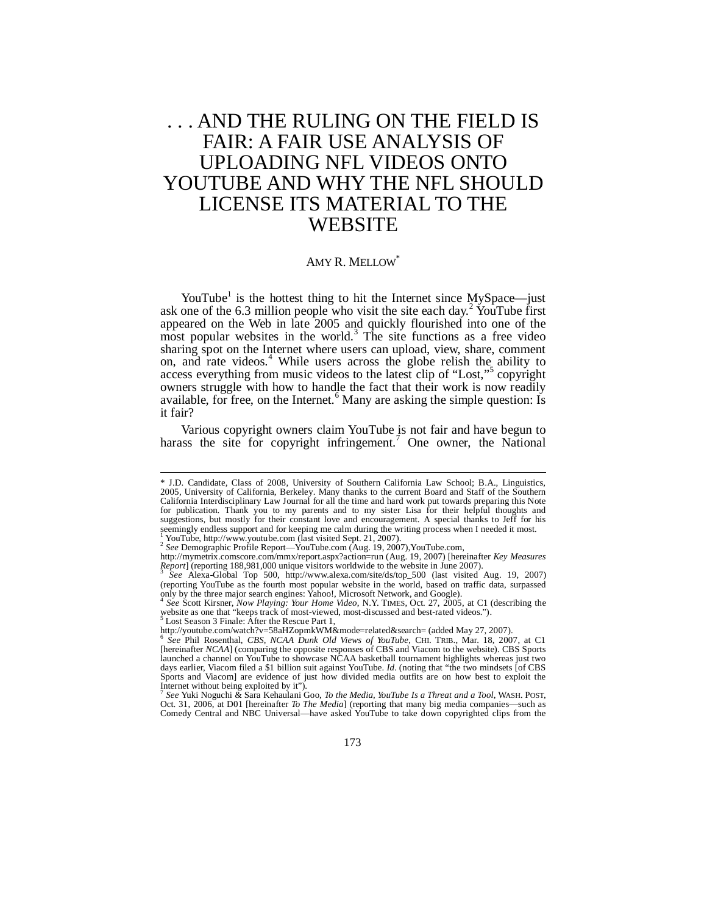# . . . AND THE RULING ON THE FIELD IS FAIR: A FAIR USE ANALYSIS OF UPLOADING NFL VIDEOS ONTO YOUTUBE AND WHY THE NFL SHOULD LICENSE ITS MATERIAL TO THE WEBSITE

AMY R. MELLOW[*]

YouTube[1] is the hottest thing to hit the Internet since MySpace—just ask one of the 6.3 million people who visit the site each day.[2] YouTube first appeared on the Web in late 2005 and quickly flourished into one of the most popular websites in the world.[3] The site functions as a free video sharing spot on the Internet where users can upload, view, share, comment on, and rate videos.[4] While users across the globe relish the ability to access everything from music videos to the latest clip of "Lost,"[5] copyright owners struggle with how to handle the fact that their work is now readily available, for free, on the Internet.[6] Many are asking the simple question: Is it fair?

Various copyright owners claim YouTube is not fair and have begun to harass the site for copyright infringement.[7] One owner, the National

---

* J.D. Candidate, Class of 2008, University of Southern California Law School; B.A., Linguistics, 2005, University of California, Berkeley. Many thanks to the current Board and Staff of the Southern California Interdisciplinary Law Journal for all the time and hard work put towards preparing this Note for publication. Thank you to my parents and to my sister Lisa for their helpful thoughts and suggestions, but mostly for their constant love and encouragement. A special thanks to Jeff for his seemingly endless support and for keeping me calm during the writing process when I needed it most.

[1] YouTube, http://www.youtube.com (last visited Sept. 21, 2007).

[2] *See* Demographic Profile Report—YouTube.com (Aug. 19, 2007),YouTube.com, http://mymetrix.comscore.com/mmx/report.aspx?action=run (Aug. 19, 2007) [hereinafter *Key Measures Report*] (reporting 188,981,000 unique visitors worldwide to the website in June 2007).

[3] *See* Alexa-Global Top 500, http://www.alexa.com/site/ds/top_500 (last visited Aug. 19, 2007) (reporting YouTube as the fourth most popular website in the world, based on traffic data, surpassed only by the three major search engines: Yahoo!, Microsoft Network, and Google).

[4] *See* Scott Kirsner, *Now Playing: Your Home Video*, N.Y. TIMES, Oct. 27, 2005, at C1 (describing the website as one that "keeps track of most-viewed, most-discussed and best-rated videos.").

[5] Lost Season 3 Finale: After the Rescue Part 1, http://youtube.com/watch?v=58aHZopmkWM&mode=related&search= (added May 27, 2007).

[6] *See* Phil Rosenthal, *CBS, NCAA Dunk Old Views of YouTube*, CHI. TRIB., Mar. 18, 2007, at C1 [hereinafter *NCAA*] (comparing the opposite responses of CBS and Viacom to the website). CBS Sports launched a channel on YouTube to showcase NCAA basketball tournament highlights whereas just two days earlier, Viacom filed a $1 billion suit against YouTube. *Id.* (noting that "the two mindsets [of CBS Sports and Viacom] are evidence of just how divided media outfits are on how best to exploit the Internet without being exploited by it").

[7] *See* Yuki Noguchi & Sara Kehaulani Goo, *To the Media, YouTube Is a Threat and a Tool*, WASH. POST, Oct. 31, 2006, at D01 [hereinafter *To The Media*] (reporting that many big media companies—such as Comedy Central and NBC Universal—have asked YouTube to take down copyrighted clips from the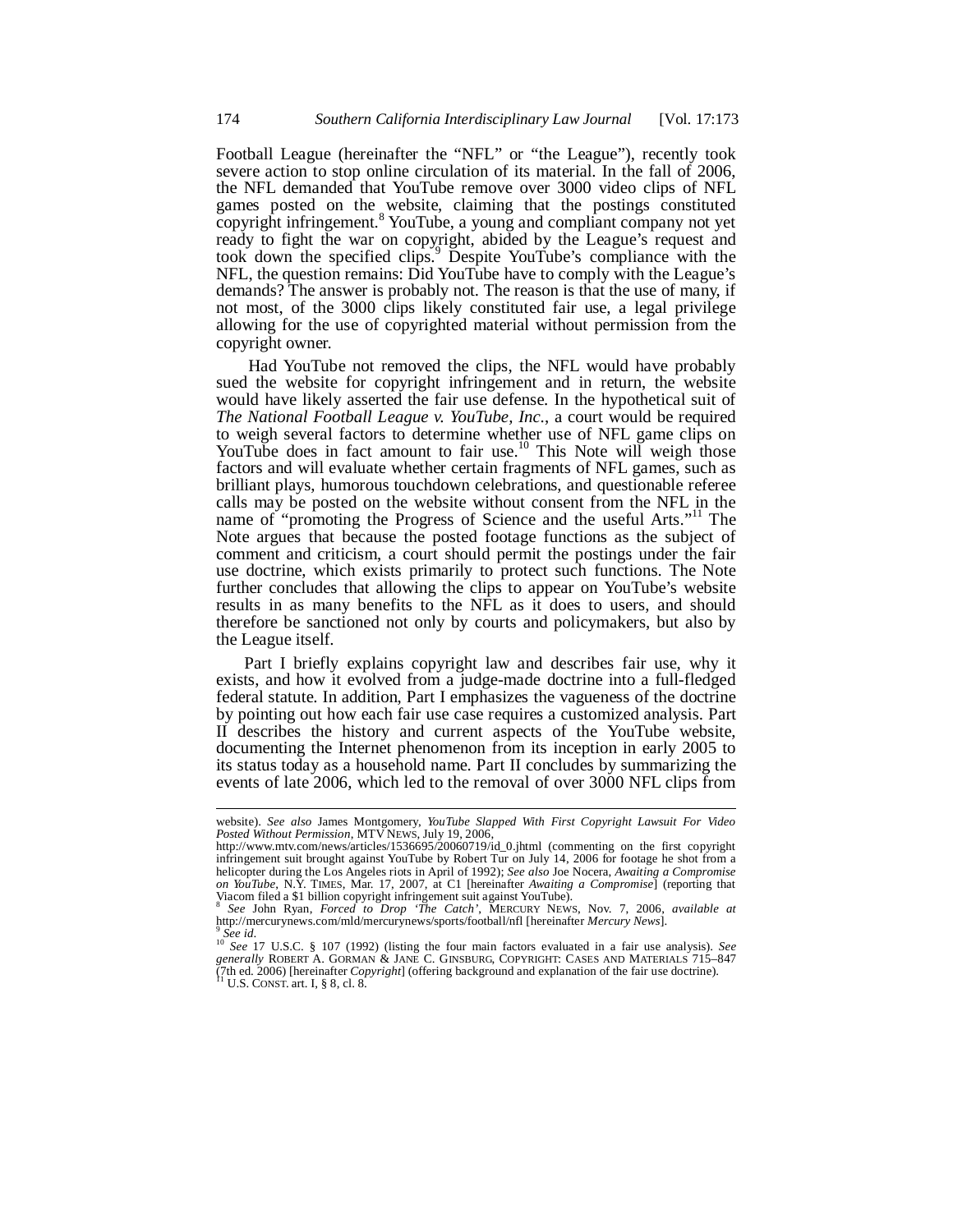Football League (hereinafter the "NFL" or "the League"), recently took severe action to stop online circulation of its material. In the fall of 2006, the NFL demanded that YouTube remove over 3000 video clips of NFL games posted on the website, claiming that the postings constituted copyright infringement.[8] YouTube, a young and compliant company not yet ready to fight the war on copyright, abided by the League's request and took down the specified clips.[9] Despite YouTube's compliance with the NFL, the question remains: Did YouTube have to comply with the League's demands? The answer is probably not. The reason is that the use of many, if not most, of the 3000 clips likely constituted fair use, a legal privilege allowing for the use of copyrighted material without permission from the copyright owner.

Had YouTube not removed the clips, the NFL would have probably sued the website for copyright infringement and in return, the website would have likely asserted the fair use defense. In the hypothetical suit of *The National Football League v. YouTube, Inc.*, a court would be required to weigh several factors to determine whether use of NFL game clips on YouTube does in fact amount to fair use.[10] This Note will weigh those factors and will evaluate whether certain fragments of NFL games, such as brilliant plays, humorous touchdown celebrations, and questionable referee calls may be posted on the website without consent from the NFL in the name of "promoting the Progress of Science and the useful Arts."[11] The Note argues that because the posted footage functions as the subject of comment and criticism, a court should permit the postings under the fair use doctrine, which exists primarily to protect such functions. The Note further concludes that allowing the clips to appear on YouTube's website results in as many benefits to the NFL as it does to users, and should therefore be sanctioned not only by courts and policymakers, but also by the League itself.

Part I briefly explains copyright law and describes fair use, why it exists, and how it evolved from a judge-made doctrine into a full-fledged federal statute. In addition, Part I emphasizes the vagueness of the doctrine by pointing out how each fair use case requires a customized analysis. Part II describes the history and current aspects of the YouTube website, documenting the Internet phenomenon from its inception in early 2005 to its status today as a household name. Part II concludes by summarizing the events of late 2006, which led to the removal of over 3000 NFL clips from

---

website). *See also* James Montgomery, *YouTube Slapped With First Copyright Lawsuit For Video Posted Without Permission*, MTV NEWS, July 19, 2006, http://www.mtv.com/news/articles/1536695/20060719/id_0.jhtml (commenting on the first copyright infringement suit brought against YouTube by Robert Tur on July 14, 2006 for footage he shot from a helicopter during the Los Angeles riots in April of 1992); *See also* Joe Nocera, *Awaiting a Compromise on YouTube*, N.Y. TIMES, Mar. 17, 2007, at C1 [hereinafter *Awaiting a Compromise*] (reporting that Viacom filed a $1 billion copyright infringement suit against YouTube).

[8] *See* John Ryan, *Forced to Drop 'The Catch'*, MERCURY NEWS, Nov. 7, 2006, *available at* http://mercurynews.com/mld/mercurynews/sports/football/nfl [hereinafter *Mercury News*].

[9] *See id.*

[10] *See* 17 U.S.C. § 107 (1992) (listing the four main factors evaluated in a fair use analysis). *See generally* ROBERT A. GORMAN & JANE C. GINSBURG, COPYRIGHT: CASES AND MATERIALS 715–847 (7th ed. 2006) [hereinafter *Copyright*] (offering background and explanation of the fair use doctrine).

[11] U.S. CONST. art. I, § 8, cl. 8.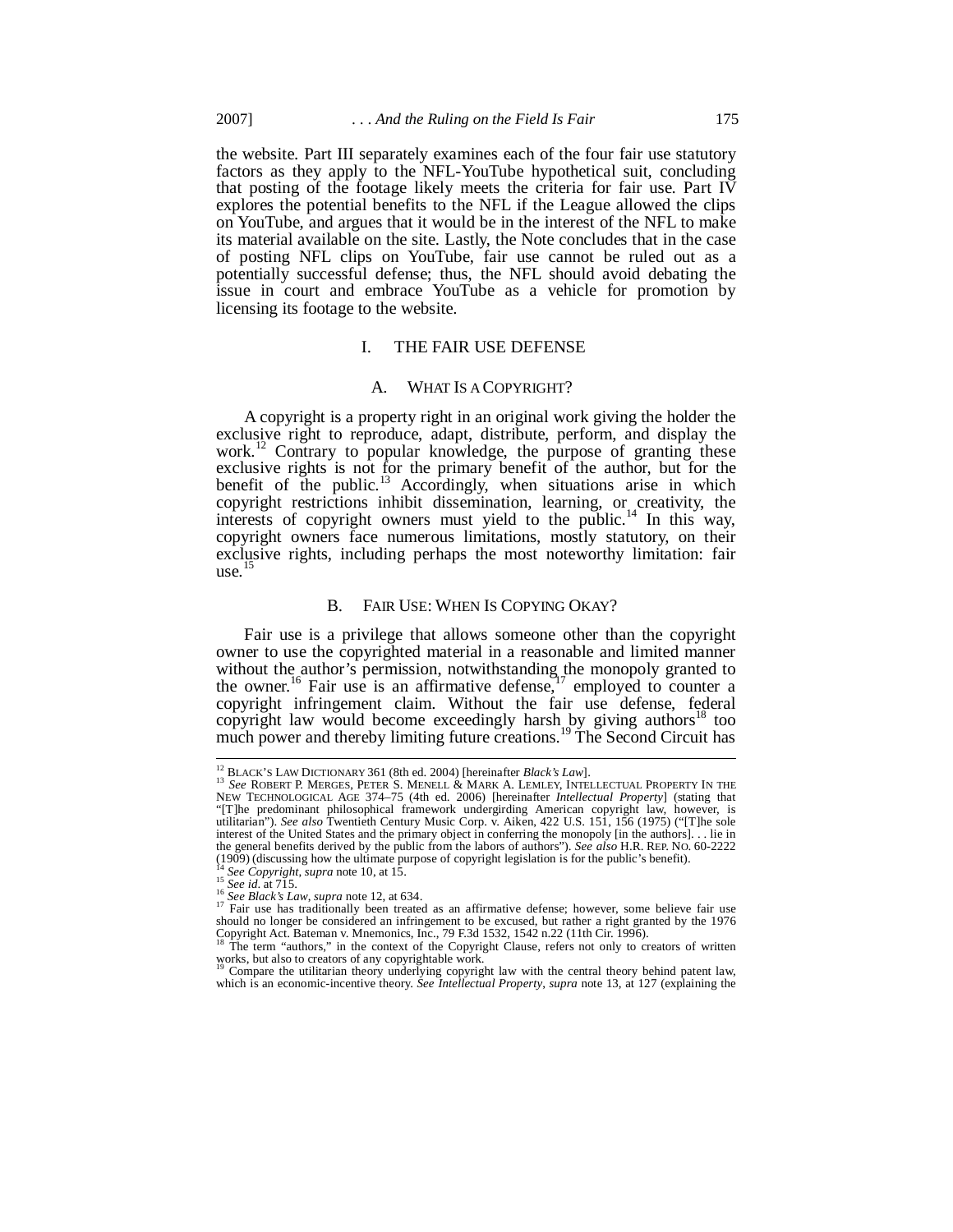the website. Part III separately examines each of the four fair use statutory factors as they apply to the NFL-YouTube hypothetical suit, concluding that posting of the footage likely meets the criteria for fair use. Part IV explores the potential benefits to the NFL if the League allowed the clips on YouTube, and argues that it would be in the interest of the NFL to make its material available on the site. Lastly, the Note concludes that in the case of posting NFL clips on YouTube, fair use cannot be ruled out as a potentially successful defense; thus, the NFL should avoid debating the issue in court and embrace YouTube as a vehicle for promotion by licensing its footage to the website.

## I. THE FAIR USE DEFENSE

### A. WHAT IS A COPYRIGHT?

A copyright is a property right in an original work giving the holder the exclusive right to reproduce, adapt, distribute, perform, and display the work.[12] Contrary to popular knowledge, the purpose of granting these exclusive rights is not for the primary benefit of the author, but for the benefit of the public.[13] Accordingly, when situations arise in which copyright restrictions inhibit dissemination, learning, or creativity, the interests of copyright owners must yield to the public.[14] In this way, copyright owners face numerous limitations, mostly statutory, on their exclusive rights, including perhaps the most noteworthy limitation: fair use.[15]

### B. FAIR USE: WHEN IS COPYING OKAY?

Fair use is a privilege that allows someone other than the copyright owner to use the copyrighted material in a reasonable and limited manner without the author's permission, notwithstanding the monopoly granted to the owner.[16] Fair use is an affirmative defense,[17] employed to counter a copyright infringement claim. Without the fair use defense, federal copyright law would become exceedingly harsh by giving authors[18] too much power and thereby limiting future creations.[19] The Second Circuit has

---

[12] BLACK'S LAW DICTIONARY 361 (8th ed. 2004) [hereinafter *Black's Law*].

[13] *See* ROBERT P. MERGES, PETER S. MENELL & MARK A. LEMLEY, INTELLECTUAL PROPERTY IN THE NEW TECHNOLOGICAL AGE 374–75 (4th ed. 2006) [hereinafter *Intellectual Property*] (stating that "[T]he predominant philosophical framework undergirding American copyright law, however, is utilitarian"). *See also* Twentieth Century Music Corp. v. Aiken, 422 U.S. 151, 156 (1975) ("[T]he sole interest of the United States and the primary object in conferring the monopoly [in the authors]. . . lie in the general benefits derived by the public from the labors of authors"). *See also* H.R. REP. NO. 60-2222 (1909) (discussing how the ultimate purpose of copyright legislation is for the public's benefit).

[14] *See Copyright*, *supra* note 10, at 15.

[15] *See id.* at 715.

[16] *See Black's Law*, *supra* note 12, at 634.

[17] Fair use has traditionally been treated as an affirmative defense; however, some believe fair use should no longer be considered an infringement to be excused, but rather a right granted by the 1976 Copyright Act. Bateman v. Mnemonics, Inc., 79 F.3d 1532, 1542 n.22 (11th Cir. 1996).

[18] The term "authors," in the context of the Copyright Clause, refers not only to creators of written works, but also to creators of any copyrightable work.

[19] Compare the utilitarian theory underlying copyright law with the central theory behind patent law, which is an economic-incentive theory. *See Intellectual Property*, *supra* note 13, at 127 (explaining the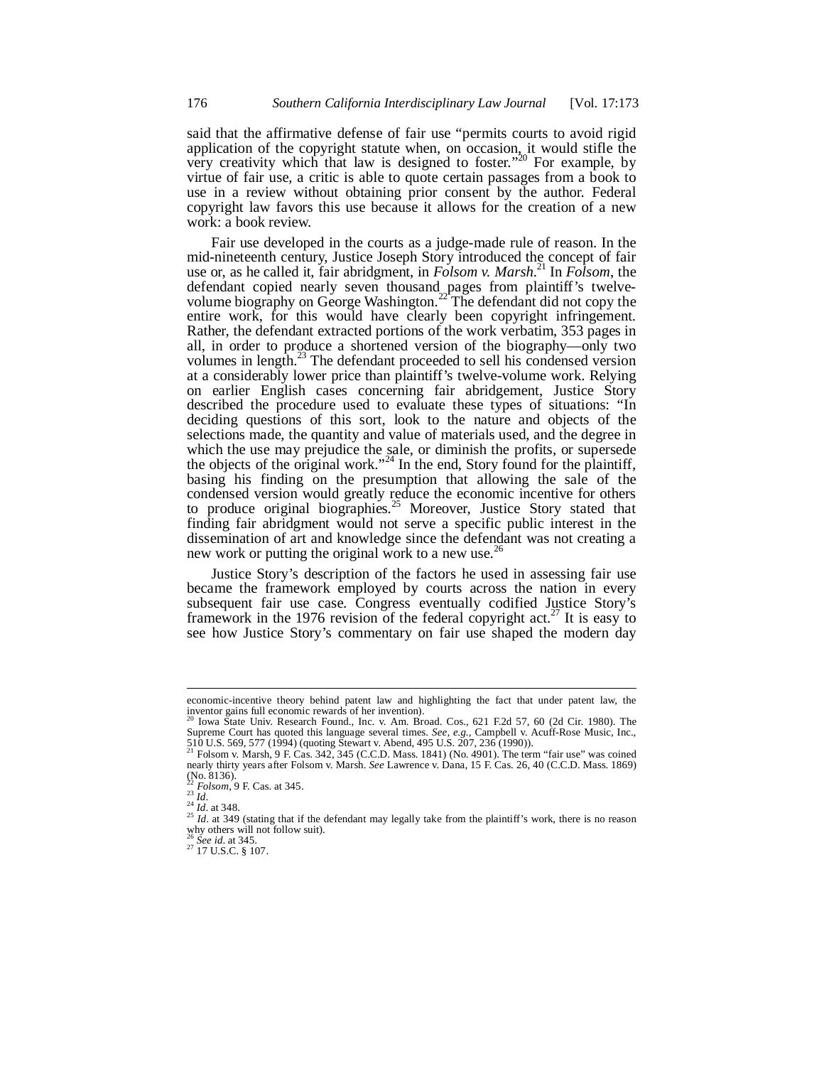said that the affirmative defense of fair use "permits courts to avoid rigid application of the copyright statute when, on occasion, it would stifle the very creativity which that law is designed to foster."[20] For example, by virtue of fair use, a critic is able to quote certain passages from a book to use in a review without obtaining prior consent by the author. Federal copyright law favors this use because it allows for the creation of a new work: a book review.

Fair use developed in the courts as a judge-made rule of reason. In the mid-nineteenth century, Justice Joseph Story introduced the concept of fair use or, as he called it, fair abridgment, in *Folsom v. Marsh*.[21] In *Folsom*, the defendant copied nearly seven thousand pages from plaintiff's twelve-volume biography on George Washington.[22] The defendant did not copy the entire work, for this would have clearly been copyright infringement. Rather, the defendant extracted portions of the work verbatim, 353 pages in all, in order to produce a shortened version of the biography—only two volumes in length.[23] The defendant proceeded to sell his condensed version at a considerably lower price than plaintiff's twelve-volume work. Relying on earlier English cases concerning fair abridgement, Justice Story described the procedure used to evaluate these types of situations: "In deciding questions of this sort, look to the nature and objects of the selections made, the quantity and value of materials used, and the degree in which the use may prejudice the sale, or diminish the profits, or supersede the objects of the original work."[24] In the end, Story found for the plaintiff, basing his finding on the presumption that allowing the sale of the condensed version would greatly reduce the economic incentive for others to produce original biographies.[25] Moreover, Justice Story stated that finding fair abridgment would not serve a specific public interest in the dissemination of art and knowledge since the defendant was not creating a new work or putting the original work to a new use.[26]

Justice Story's description of the factors he used in assessing fair use became the framework employed by courts across the nation in every subsequent fair use case. Congress eventually codified Justice Story's framework in the 1976 revision of the federal copyright act.[27] It is easy to see how Justice Story's commentary on fair use shaped the modern day

---

economic-incentive theory behind patent law and highlighting the fact that under patent law, the inventor gains full economic rewards of her invention).

[20] Iowa State Univ. Research Found., Inc. v. Am. Broad. Cos., 621 F.2d 57, 60 (2d Cir. 1980). The Supreme Court has quoted this language several times. *See, e.g.*, Campbell v. Acuff-Rose Music, Inc., 510 U.S. 569, 577 (1994) (quoting Stewart v. Abend, 495 U.S. 207, 236 (1990)).

[21] Folsom v. Marsh, 9 F. Cas. 342, 345 (C.C.D. Mass. 1841) (No. 4901). The term "fair use" was coined nearly thirty years after Folsom v. Marsh. *See* Lawrence v. Dana, 15 F. Cas. 26, 40 (C.C.D. Mass. 1869) (No. 8136).

[22] *Folsom*, 9 F. Cas. at 345.

[23] *Id*.

[24] *Id*. at 348.

[25] *Id*. at 349 (stating that if the defendant may legally take from the plaintiff's work, there is no reason why others will not follow suit).

[26] *See id*. at 345.

[27] 17 U.S.C. § 107.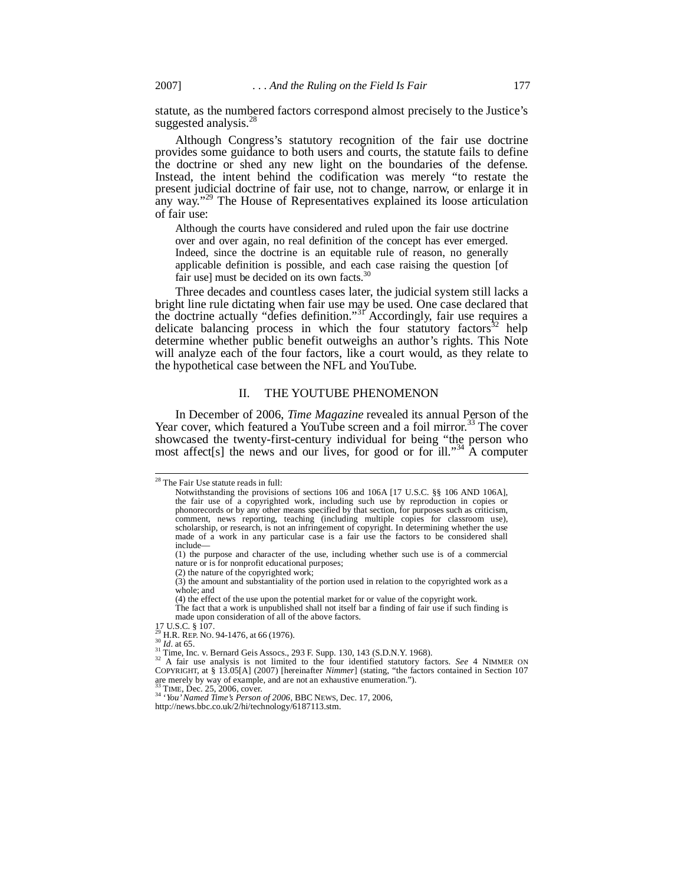statute, as the numbered factors correspond almost precisely to the Justice's suggested analysis.[28]

Although Congress's statutory recognition of the fair use doctrine provides some guidance to both users and courts, the statute fails to define the doctrine or shed any new light on the boundaries of the defense. Instead, the intent behind the codification was merely "to restate the present judicial doctrine of fair use, not to change, narrow, or enlarge it in any way."[29] The House of Representatives explained its loose articulation of fair use:

> Although the courts have considered and ruled upon the fair use doctrine over and over again, no real definition of the concept has ever emerged. Indeed, since the doctrine is an equitable rule of reason, no generally applicable definition is possible, and each case raising the question [of fair use] must be decided on its own facts.[30]

Three decades and countless cases later, the judicial system still lacks a bright line rule dictating when fair use may be used. One case declared that the doctrine actually "defies definition."[31] Accordingly, fair use requires a delicate balancing process in which the four statutory factors[32] help determine whether public benefit outweighs an author's rights. This Note will analyze each of the four factors, like a court would, as they relate to the hypothetical case between the NFL and YouTube.

## II. THE YOUTUBE PHENOMENON

In December of 2006, *Time Magazine* revealed its annual Person of the Year cover, which featured a YouTube screen and a foil mirror.[33] The cover showcased the twenty-first-century individual for being "the person who most affect[s] the news and our lives, for good or for ill."[34] A computer

---

[28] The Fair Use statute reads in full:

> Notwithstanding the provisions of sections 106 and 106A [17 U.S.C. §§ 106 AND 106A], the fair use of a copyrighted work, including such use by reproduction in copies or phonorecords or by any other means specified by that section, for purposes such as criticism, comment, news reporting, teaching (including multiple copies for classroom use), scholarship, or research, is not an infringement of copyright. In determining whether the use made of a work in any particular case is a fair use the factors to be considered shall include—
>
> (1) the purpose and character of the use, including whether such use is of a commercial nature or is for nonprofit educational purposes;
>
> (2) the nature of the copyrighted work;
>
> (3) the amount and substantiality of the portion used in relation to the copyrighted work as a whole; and
>
> (4) the effect of the use upon the potential market for or value of the copyright work.
>
> The fact that a work is unpublished shall not itself bar a finding of fair use if such finding is made upon consideration of all of the above factors.

17 U.S.C. § 107.

[29] H.R. REP. NO. 94-1476, at 66 (1976).

[30] *Id.* at 65.

[31] Time, Inc. v. Bernard Geis Assocs., 293 F. Supp. 130, 143 (S.D.N.Y. 1968).

[32] A fair use analysis is not limited to the four identified statutory factors. *See* 4 NIMMER ON COPYRIGHT, at § 13.05[A] (2007) [hereinafter *Nimmer*] (stating, "the factors contained in Section 107 are merely by way of example, and are not an exhaustive enumeration.").

[33] TIME, Dec. 25, 2006, cover.

[34] *'You' Named Time's Person of 2006*, BBC NEWS, Dec. 17, 2006, http://news.bbc.co.uk/2/hi/technology/6187113.stm.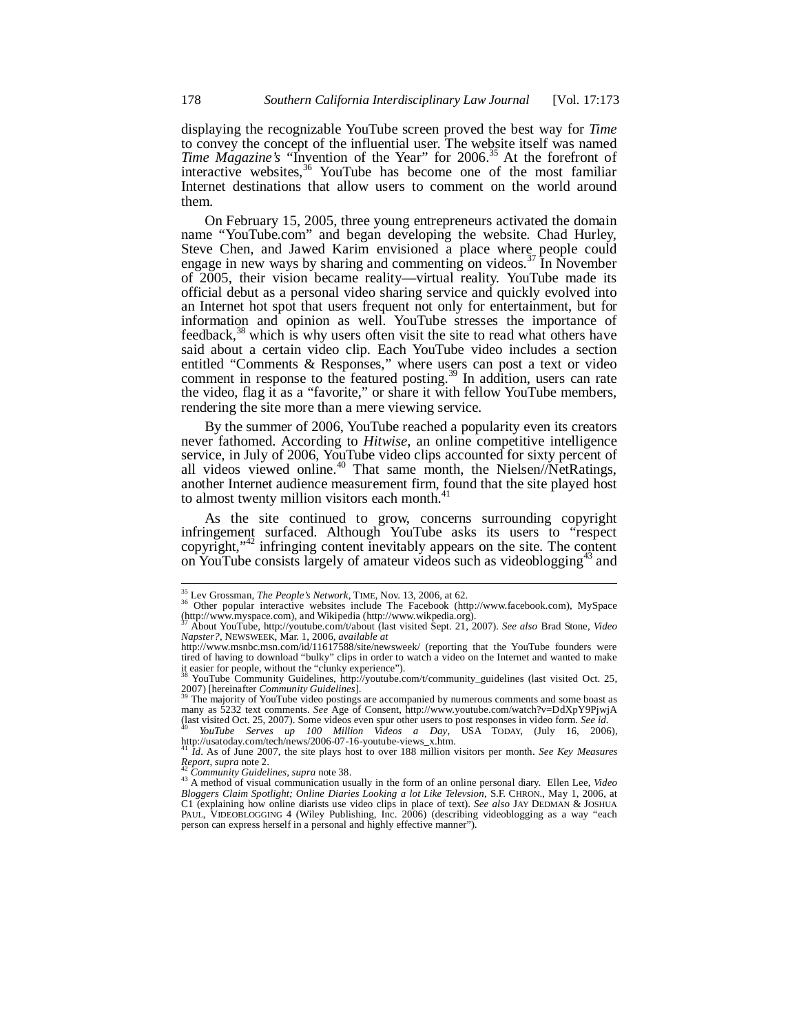displaying the recognizable YouTube screen proved the best way for *Time* to convey the concept of the influential user. The website itself was named *Time Magazine's* "Invention of the Year" for 2006.[35] At the forefront of interactive websites,[36] YouTube has become one of the most familiar Internet destinations that allow users to comment on the world around them.

On February 15, 2005, three young entrepreneurs activated the domain name "YouTube.com" and began developing the website. Chad Hurley, Steve Chen, and Jawed Karim envisioned a place where people could engage in new ways by sharing and commenting on videos.[37] In November of 2005, their vision became reality—virtual reality. YouTube made its official debut as a personal video sharing service and quickly evolved into an Internet hot spot that users frequent not only for entertainment, but for information and opinion as well. YouTube stresses the importance of feedback,[38] which is why users often visit the site to read what others have said about a certain video clip. Each YouTube video includes a section entitled "Comments & Responses," where users can post a text or video comment in response to the featured posting.[39] In addition, users can rate the video, flag it as a "favorite," or share it with fellow YouTube members, rendering the site more than a mere viewing service.

By the summer of 2006, YouTube reached a popularity even its creators never fathomed. According to *Hitwise*, an online competitive intelligence service, in July of 2006, YouTube video clips accounted for sixty percent of all videos viewed online.[40] That same month, the Nielsen//NetRatings, another Internet audience measurement firm, found that the site played host to almost twenty million visitors each month.[41]

As the site continued to grow, concerns surrounding copyright infringement surfaced. Although YouTube asks its users to "respect copyright,"[42] infringing content inevitably appears on the site. The content on YouTube consists largely of amateur videos such as videoblogging[43] and

---

[35] Lev Grossman, *The People's Network*, TIME, Nov. 13, 2006, at 62.

[36] Other popular interactive websites include The Facebook (http://www.facebook.com), MySpace (http://www.myspace.com), and Wikipedia (http://www.wikpedia.org).

[37] About YouTube, http://youtube.com/t/about (last visited Sept. 21, 2007). *See also* Brad Stone, *Video Napster?*, NEWSWEEK, Mar. 1, 2006, *available at* http://www.msnbc.msn.com/id/11617588/site/newsweek/ (reporting that the YouTube founders were tired of having to download "bulky" clips in order to watch a video on the Internet and wanted to make it easier for people, without the "clunky experience").

[38] YouTube Community Guidelines, http://youtube.com/t/community_guidelines (last visited Oct. 25, 2007) [hereinafter *Community Guidelines*].

[39] The majority of YouTube video postings are accompanied by numerous comments and some boast as many as 5232 text comments. *See* Age of Consent, http://www.youtube.com/watch?v=DdXpY9PjwjA (last visited Oct. 25, 2007). Some videos even spur other users to post responses in video form. *See id.*

[40] *YouTube Serves up 100 Million Videos a Day*, USA TODAY, (July 16, 2006), http://usatoday.com/tech/news/2006-07-16-youtube-views_x.htm.

[41] *Id*. As of June 2007, the site plays host to over 188 million visitors per month. *See Key Measures Report*, *supra* note 2.

[42] *Community Guidelines*, *supra* note 38.

[43] A method of visual communication usually in the form of an online personal diary. Ellen Lee, *Video Bloggers Claim Spotlight; Online Diaries Looking a lot Like Televsion*, S.F. CHRON., May 1, 2006, at C1 (explaining how online diarists use video clips in place of text). *See also* JAY DEDMAN & JOSHUA PAUL, VIDEOBLOGGING 4 (Wiley Publishing, Inc. 2006) (describing videoblogging as a way "each person can express herself in a personal and highly effective manner").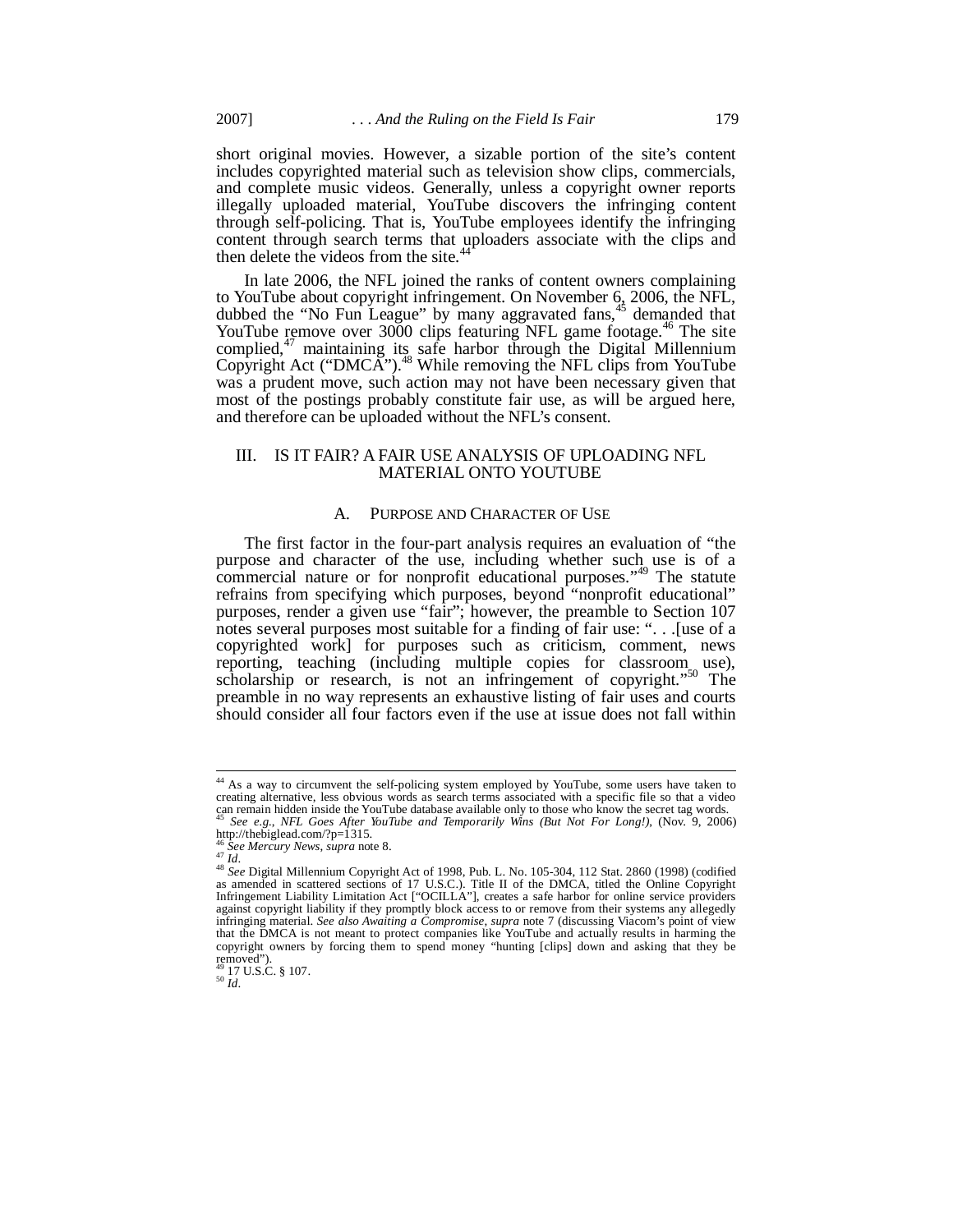short original movies. However, a sizable portion of the site's content includes copyrighted material such as television show clips, commercials, and complete music videos. Generally, unless a copyright owner reports illegally uploaded material, YouTube discovers the infringing content through self-policing. That is, YouTube employees identify the infringing content through search terms that uploaders associate with the clips and then delete the videos from the site.[44]

In late 2006, the NFL joined the ranks of content owners complaining to YouTube about copyright infringement. On November 6, 2006, the NFL, dubbed the "No Fun League" by many aggravated fans,[45] demanded that YouTube remove over 3000 clips featuring NFL game footage.[46] The site complied,[47] maintaining its safe harbor through the Digital Millennium Copyright Act ("DMCA").[48] While removing the NFL clips from YouTube was a prudent move, such action may not have been necessary given that most of the postings probably constitute fair use, as will be argued here, and therefore can be uploaded without the NFL's consent.

## III. IS IT FAIR? A FAIR USE ANALYSIS OF UPLOADING NFL MATERIAL ONTO YOUTUBE

### A. PURPOSE AND CHARACTER OF USE

The first factor in the four-part analysis requires an evaluation of "the purpose and character of the use, including whether such use is of a commercial nature or for nonprofit educational purposes."[49] The statute refrains from specifying which purposes, beyond "nonprofit educational" purposes, render a given use "fair"; however, the preamble to Section 107 notes several purposes most suitable for a finding of fair use: ". . .[use of a copyrighted work] for purposes such as criticism, comment, news reporting, teaching (including multiple copies for classroom use), scholarship or research, is not an infringement of copyright."[50] The preamble in no way represents an exhaustive listing of fair uses and courts should consider all four factors even if the use at issue does not fall within

---

[44] As a way to circumvent the self-policing system employed by YouTube, some users have taken to creating alternative, less obvious words as search terms associated with a specific file so that a video can remain hidden inside the YouTube database available only to those who know the secret tag words.

[45] *See e.g.*, *NFL Goes After YouTube and Temporarily Wins (But Not For Long!)*, (Nov. 9, 2006) http://thebiglead.com/?p=1315.

[46] *See Mercury News*, *supra* note 8.

[47] *Id*.

[48] *See* Digital Millennium Copyright Act of 1998, Pub. L. No. 105-304, 112 Stat. 2860 (1998) (codified as amended in scattered sections of 17 U.S.C.). Title II of the DMCA, titled the Online Copyright Infringement Liability Limitation Act ["OCILLA"], creates a safe harbor for online service providers against copyright liability if they promptly block access to or remove from their systems any allegedly infringing material. *See also Awaiting a Compromise*, *supra* note 7 (discussing Viacom's point of view that the DMCA is not meant to protect companies like YouTube and actually results in harming the copyright owners by forcing them to spend money "hunting [clips] down and asking that they be removed").

[49] 17 U.S.C. § 107.

[50] *Id*.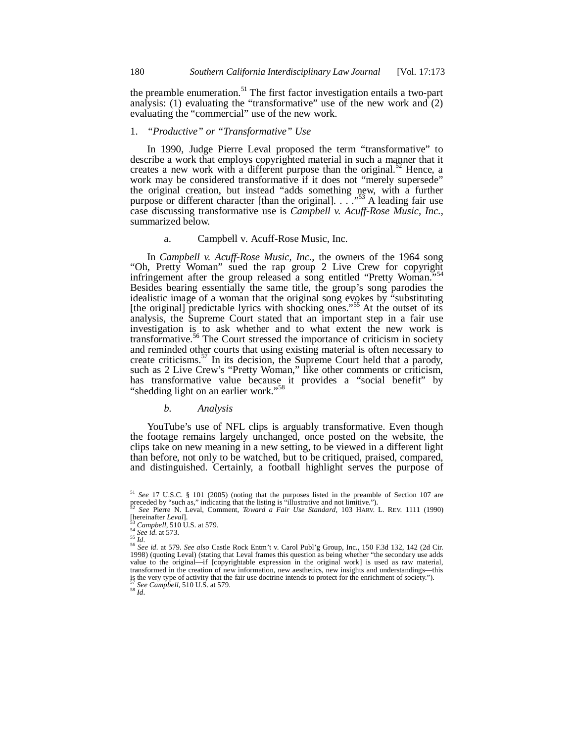the preamble enumeration.[51] The first factor investigation entails a two-part analysis: (1) evaluating the "transformative" use of the new work and (2) evaluating the "commercial" use of the new work.

### 1. *"Productive" or "Transformative" Use*

In 1990, Judge Pierre Leval proposed the term "transformative" to describe a work that employs copyrighted material in such a manner that it creates a new work with a different purpose than the original.[52] Hence, a work may be considered transformative if it does not "merely supersede" the original creation, but instead "adds something new, with a further purpose or different character [than the original]. . . ."[53] A leading fair use case discussing transformative use is *Campbell v. Acuff-Rose Music, Inc.*, summarized below.

#### a. Campbell v. Acuff-Rose Music, Inc.

In *Campbell v. Acuff-Rose Music, Inc.*, the owners of the 1964 song "Oh, Pretty Woman" sued the rap group 2 Live Crew for copyright infringement after the group released a song entitled "Pretty Woman."[54] Besides bearing essentially the same title, the group's song parodies the idealistic image of a woman that the original song evokes by "substituting [the original] predictable lyrics with shocking ones."[55] At the outset of its analysis, the Supreme Court stated that an important step in a fair use investigation is to ask whether and to what extent the new work is transformative.[56] The Court stressed the importance of criticism in society and reminded other courts that using existing material is often necessary to create criticisms.[57] In its decision, the Supreme Court held that a parody, such as 2 Live Crew's "Pretty Woman," like other comments or criticism, has transformative value because it provides a "social benefit" by "shedding light on an earlier work."[58]

#### *b. Analysis*

YouTube's use of NFL clips is arguably transformative. Even though the footage remains largely unchanged, once posted on the website, the clips take on new meaning in a new setting, to be viewed in a different light than before, not only to be watched, but to be critiqued, praised, compared, and distinguished. Certainly, a football highlight serves the purpose of

---

[51] *See* 17 U.S.C. § 101 (2005) (noting that the purposes listed in the preamble of Section 107 are preceded by "such as," indicating that the listing is "illustrative and not limitive.").

[52] *See* Pierre N. Leval, Comment, *Toward a Fair Use Standard*, 103 HARV. L. REV. 1111 (1990) [hereinafter *Leval*].

[53] *Campbell*, 510 U.S. at 579.

[54] *See id*. at 573.

[55] *Id*.

[56] *See id*. at 579. *See also* Castle Rock Entm't v. Carol Publ'g Group, Inc., 150 F.3d 132, 142 (2d Cir. 1998) (quoting Leval) (stating that Leval frames this question as being whether "the secondary use adds value to the original—if [copyrightable expression in the original work] is used as raw material, transformed in the creation of new information, new aesthetics, new insights and understandings—this is the very type of activity that the fair use doctrine intends to protect for the enrichment of society.").

[57] *See Campbell*, 510 U.S. at 579.

[58] *Id*.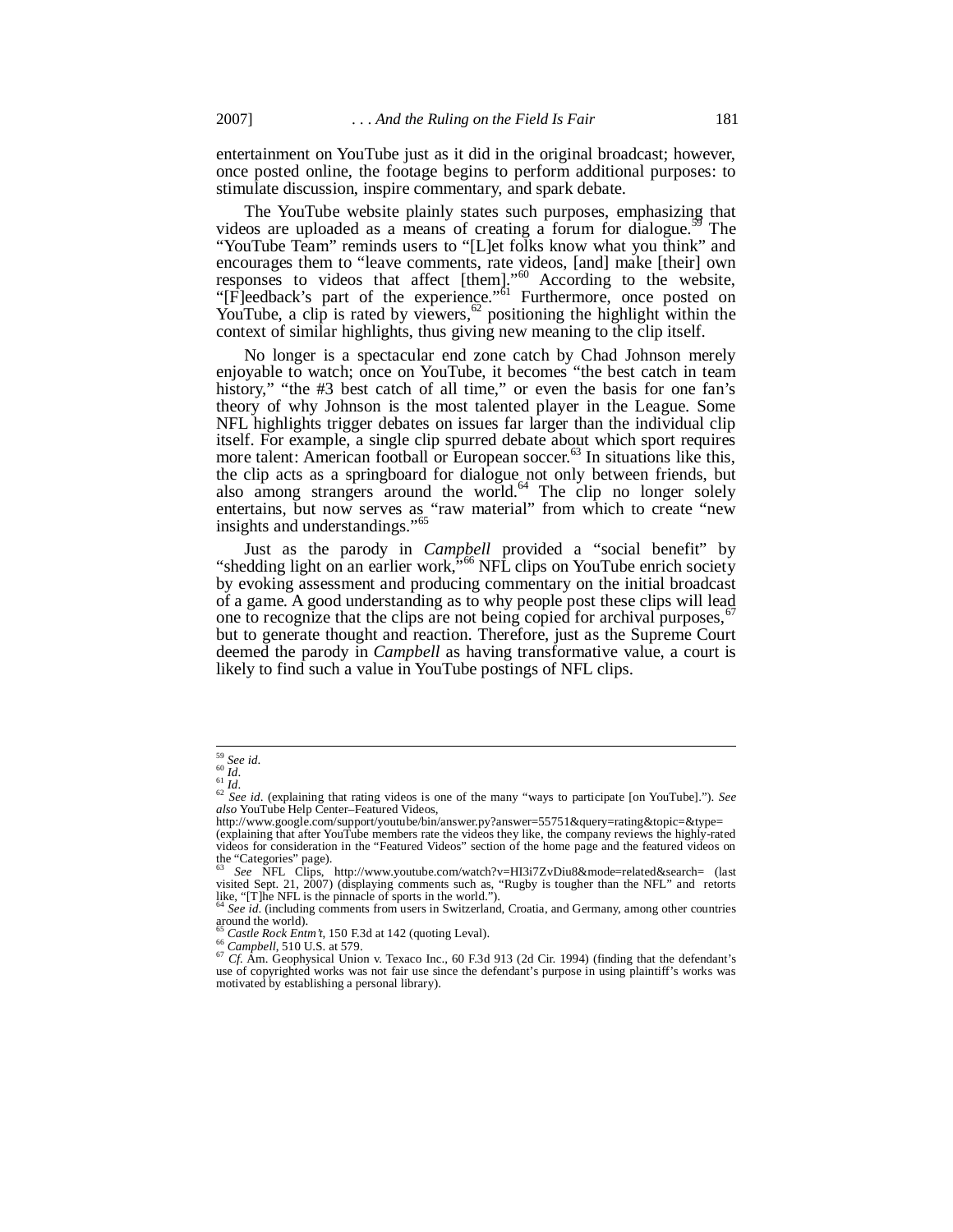entertainment on YouTube just as it did in the original broadcast; however, once posted online, the footage begins to perform additional purposes: to stimulate discussion, inspire commentary, and spark debate.

The YouTube website plainly states such purposes, emphasizing that videos are uploaded as a means of creating a forum for dialogue.[59] The "YouTube Team" reminds users to "[L]et folks know what you think" and encourages them to "leave comments, rate videos, [and] make [their] own responses to videos that affect [them]."[60] According to the website, "[F]eedback's part of the experience."[61] Furthermore, once posted on YouTube, a clip is rated by viewers,[62] positioning the highlight within the context of similar highlights, thus giving new meaning to the clip itself.

No longer is a spectacular end zone catch by Chad Johnson merely enjoyable to watch; once on YouTube, it becomes "the best catch in team history," "the #3 best catch of all time," or even the basis for one fan's theory of why Johnson is the most talented player in the League. Some NFL highlights trigger debates on issues far larger than the individual clip itself. For example, a single clip spurred debate about which sport requires more talent: American football or European soccer.[63] In situations like this, the clip acts as a springboard for dialogue not only between friends, but also among strangers around the world.[64] The clip no longer solely entertains, but now serves as "raw material" from which to create "new insights and understandings."[65]

Just as the parody in *Campbell* provided a "social benefit" by "shedding light on an earlier work,"[66] NFL clips on YouTube enrich society by evoking assessment and producing commentary on the initial broadcast of a game. A good understanding as to why people post these clips will lead one to recognize that the clips are not being copied for archival purposes,[67] but to generate thought and reaction. Therefore, just as the Supreme Court deemed the parody in *Campbell* as having transformative value, a court is likely to find such a value in YouTube postings of NFL clips.

---

[59] *See id.*

[60] *Id.*

[61] *Id.*

[62] *See id.* (explaining that rating videos is one of the many "ways to participate [on YouTube]."). *See also* YouTube Help Center–Featured Videos, http://www.google.com/support/youtube/bin/answer.py?answer=55751&query=rating&topic=&type= (explaining that after YouTube members rate the videos they like, the company reviews the highly-rated videos for consideration in the "Featured Videos" section of the home page and the featured videos on the "Categories" page).

[63] *See* NFL Clips, http://www.youtube.com/watch?v=HI3i7ZvDiu8&mode=related&search= (last visited Sept. 21, 2007) (displaying comments such as, "Rugby is tougher than the NFL" and retorts like, "[T]he NFL is the pinnacle of sports in the world.").

[64] *See id.* (including comments from users in Switzerland, Croatia, and Germany, among other countries around the world).

[65] *Castle Rock Entm't*, 150 F.3d at 142 (quoting Leval).

[66] *Campbell*, 510 U.S. at 579.

[67] *Cf.* Am. Geophysical Union v. Texaco Inc., 60 F.3d 913 (2d Cir. 1994) (finding that the defendant's use of copyrighted works was not fair use since the defendant's purpose in using plaintiff's works was motivated by establishing a personal library).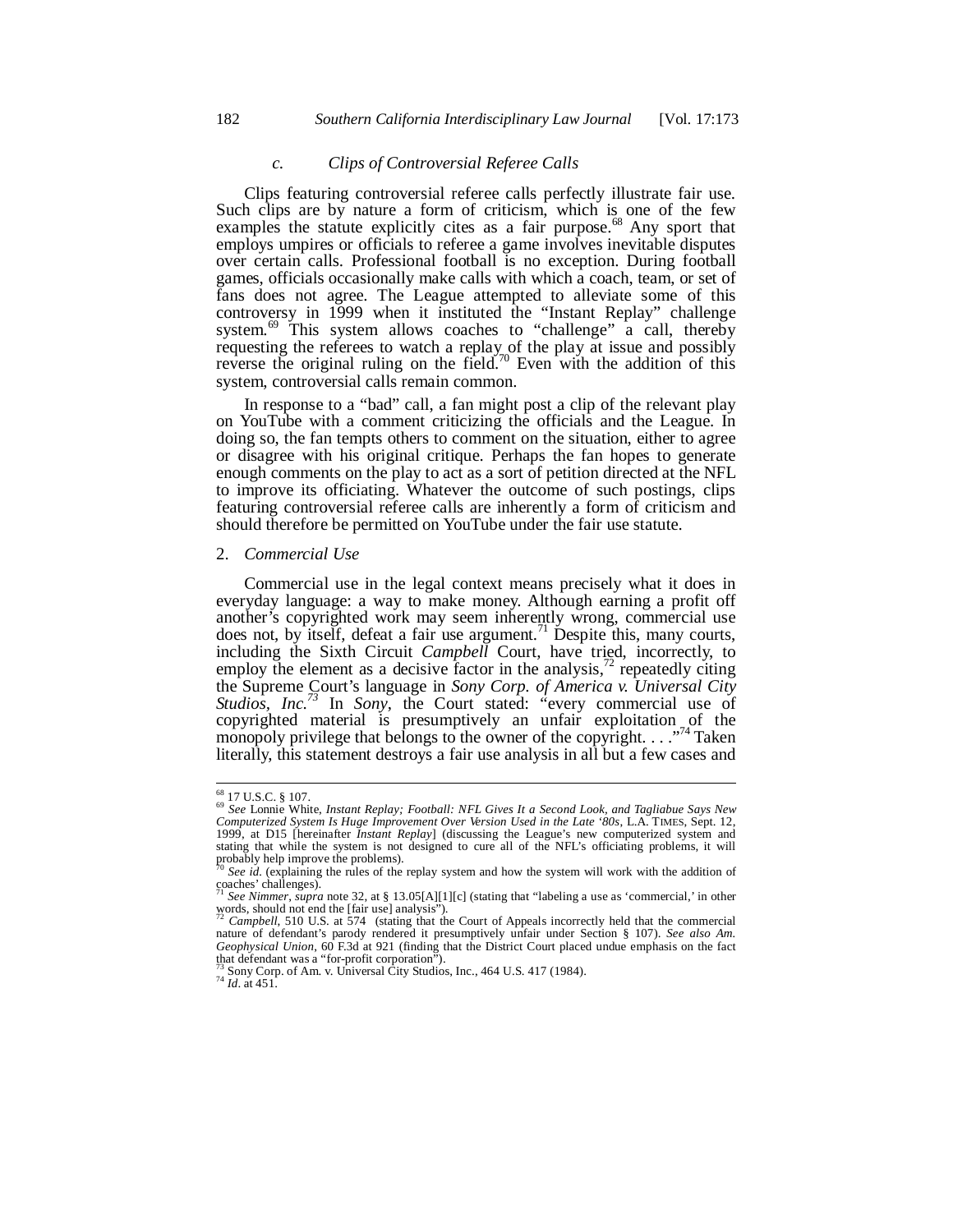### c. *Clips of Controversial Referee Calls*

Clips featuring controversial referee calls perfectly illustrate fair use. Such clips are by nature a form of criticism, which is one of the few examples the statute explicitly cites as a fair purpose.[68] Any sport that employs umpires or officials to referee a game involves inevitable disputes over certain calls. Professional football is no exception. During football games, officials occasionally make calls with which a coach, team, or set of fans does not agree. The League attempted to alleviate some of this controversy in 1999 when it instituted the "Instant Replay" challenge system.[69] This system allows coaches to "challenge" a call, thereby requesting the referees to watch a replay of the play at issue and possibly reverse the original ruling on the field.[70] Even with the addition of this system, controversial calls remain common.

In response to a "bad" call, a fan might post a clip of the relevant play on YouTube with a comment criticizing the officials and the League. In doing so, the fan tempts others to comment on the situation, either to agree or disagree with his original critique. Perhaps the fan hopes to generate enough comments on the play to act as a sort of petition directed at the NFL to improve its officiating. Whatever the outcome of such postings, clips featuring controversial referee calls are inherently a form of criticism and should therefore be permitted on YouTube under the fair use statute.

2. *Commercial Use*

Commercial use in the legal context means precisely what it does in everyday language: a way to make money. Although earning a profit off another's copyrighted work may seem inherently wrong, commercial use does not, by itself, defeat a fair use argument.[71] Despite this, many courts, including the Sixth Circuit *Campbell* Court, have tried, incorrectly, to employ the element as a decisive factor in the analysis,[72] repeatedly citing the Supreme Court's language in *Sony Corp. of America v. Universal City Studios, Inc.*[73] In *Sony*, the Court stated: "every commercial use of copyrighted material is presumptively an unfair exploitation of the monopoly privilege that belongs to the owner of the copyright. . . ."[74] Taken literally, this statement destroys a fair use analysis in all but a few cases and

---

[68] 17 U.S.C. § 107.

[69] *See* Lonnie White, *Instant Replay; Football: NFL Gives It a Second Look, and Tagliabue Says New Computerized System Is Huge Improvement Over Version Used in the Late '80s*, L.A. TIMES, Sept. 12, 1999, at D15 [hereinafter *Instant Replay*] (discussing the League's new computerized system and stating that while the system is not designed to cure all of the NFL's officiating problems, it will probably help improve the problems).

[70] *See id.* (explaining the rules of the replay system and how the system will work with the addition of coaches' challenges).

[71] *See Nimmer*, *supra* note 32, at § 13.05[A][1][c] (stating that "labeling a use as 'commercial,' in other words, should not end the [fair use] analysis").

[72] *Campbell*, 510 U.S. at 574 (stating that the Court of Appeals incorrectly held that the commercial nature of defendant's parody rendered it presumptively unfair under Section § 107). *See also Am. Geophysical Union*, 60 F.3d at 921 (finding that the District Court placed undue emphasis on the fact that defendant was a "for-profit corporation").

[73] Sony Corp. of Am. v. Universal City Studios, Inc., 464 U.S. 417 (1984).

[74] *Id*. at 451.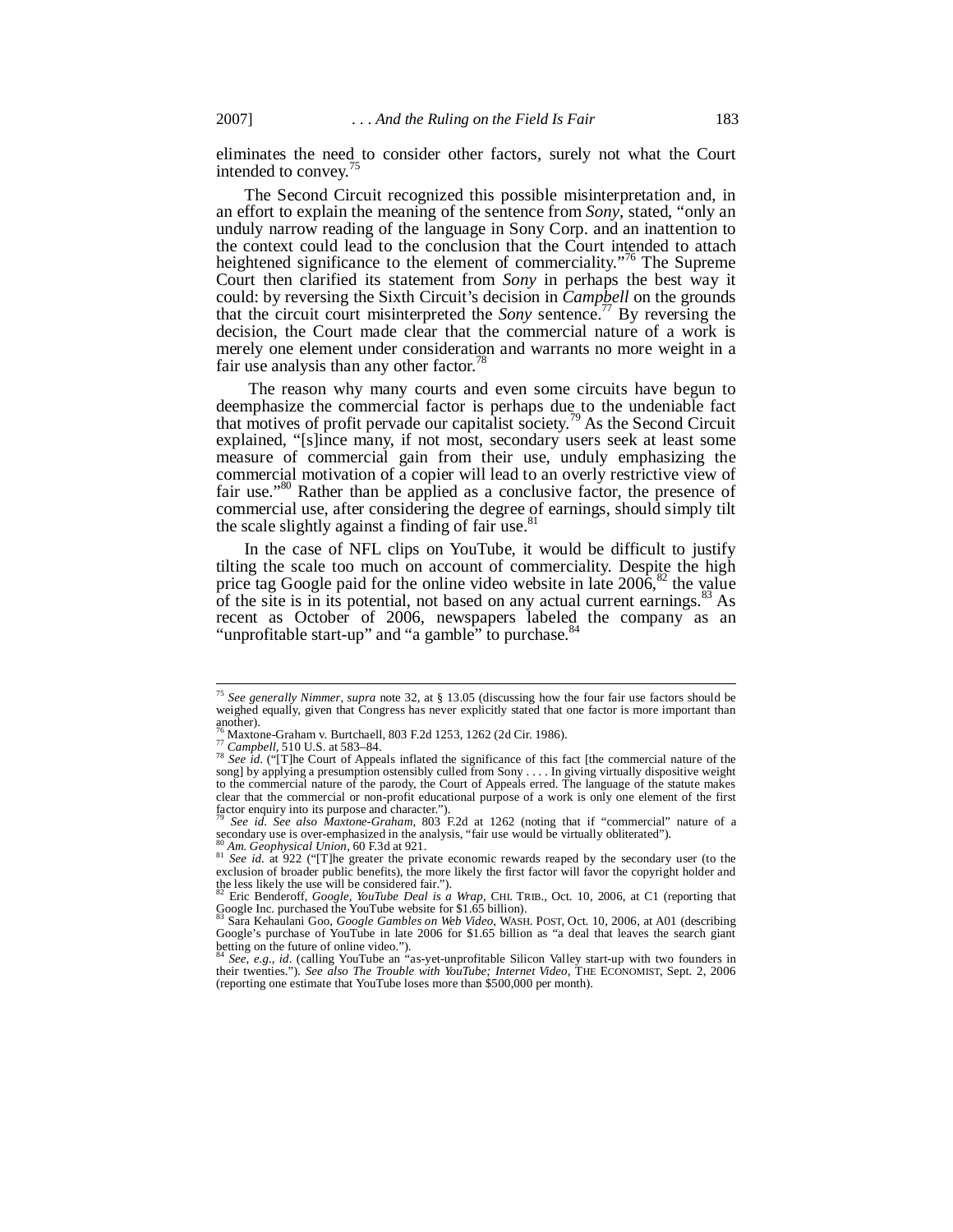eliminates the need to consider other factors, surely not what the Court intended to convey.[75]

The Second Circuit recognized this possible misinterpretation and, in an effort to explain the meaning of the sentence from *Sony*, stated, "only an unduly narrow reading of the language in Sony Corp. and an inattention to the context could lead to the conclusion that the Court intended to attach heightened significance to the element of commerciality."[76] The Supreme Court then clarified its statement from *Sony* in perhaps the best way it could: by reversing the Sixth Circuit's decision in *Campbell* on the grounds that the circuit court misinterpreted the *Sony* sentence.[77] By reversing the decision, the Court made clear that the commercial nature of a work is merely one element under consideration and warrants no more weight in a fair use analysis than any other factor.[78]

The reason why many courts and even some circuits have begun to deemphasize the commercial factor is perhaps due to the undeniable fact that motives of profit pervade our capitalist society.[79] As the Second Circuit explained, "[s]ince many, if not most, secondary users seek at least some measure of commercial gain from their use, unduly emphasizing the commercial motivation of a copier will lead to an overly restrictive view of fair use."[80] Rather than be applied as a conclusive factor, the presence of commercial use, after considering the degree of earnings, should simply tilt the scale slightly against a finding of fair use.[81]

In the case of NFL clips on YouTube, it would be difficult to justify tilting the scale too much on account of commerciality. Despite the high price tag Google paid for the online video website in late 2006,[82] the value of the site is in its potential, not based on any actual current earnings.[83] As recent as October of 2006, newspapers labeled the company as an "unprofitable start-up" and "a gamble" to purchase.[84]

---

[75] *See generally Nimmer*, *supra* note 32, at § 13.05 (discussing how the four fair use factors should be weighed equally, given that Congress has never explicitly stated that one factor is more important than another).

[76] Maxtone-Graham v. Burtchaell, 803 F.2d 1253, 1262 (2d Cir. 1986).

[77] *Campbell*, 510 U.S. at 583–84.

[78] *See id.* ("[T]he Court of Appeals inflated the significance of this fact [the commercial nature of the song] by applying a presumption ostensibly culled from Sony . . . . In giving virtually dispositive weight to the commercial nature of the parody, the Court of Appeals erred. The language of the statute makes clear that the commercial or non-profit educational purpose of a work is only one element of the first factor enquiry into its purpose and character.").

[79] *See id. See also Maxtone-Graham*, 803 F.2d at 1262 (noting that if "commercial" nature of a secondary use is over-emphasized in the analysis, "fair use would be virtually obliterated").

[80] *Am. Geophysical Union*, 60 F.3d at 921.

[81] *See id.* at 922 ("[T]he greater the private economic rewards reaped by the secondary user (to the exclusion of broader public benefits), the more likely the first factor will favor the copyright holder and the less likely the use will be considered fair.").

[82] Eric Benderoff, *Google, YouTube Deal is a Wrap*, CHI. TRIB., Oct. 10, 2006, at C1 (reporting that Google Inc. purchased the YouTube website for $1.65 billion).

[83] Sara Kehaulani Goo, *Google Gambles on Web Video*, WASH. POST, Oct. 10, 2006, at A01 (describing Google's purchase of YouTube in late 2006 for $1.65 billion as "a deal that leaves the search giant betting on the future of online video.").

[84] *See, e.g.*, *id.* (calling YouTube an "as-yet-unprofitable Silicon Valley start-up with two founders in their twenties."). *See also The Trouble with YouTube; Internet Video*, THE ECONOMIST, Sept. 2, 2006 (reporting one estimate that YouTube loses more than $500,000 per month).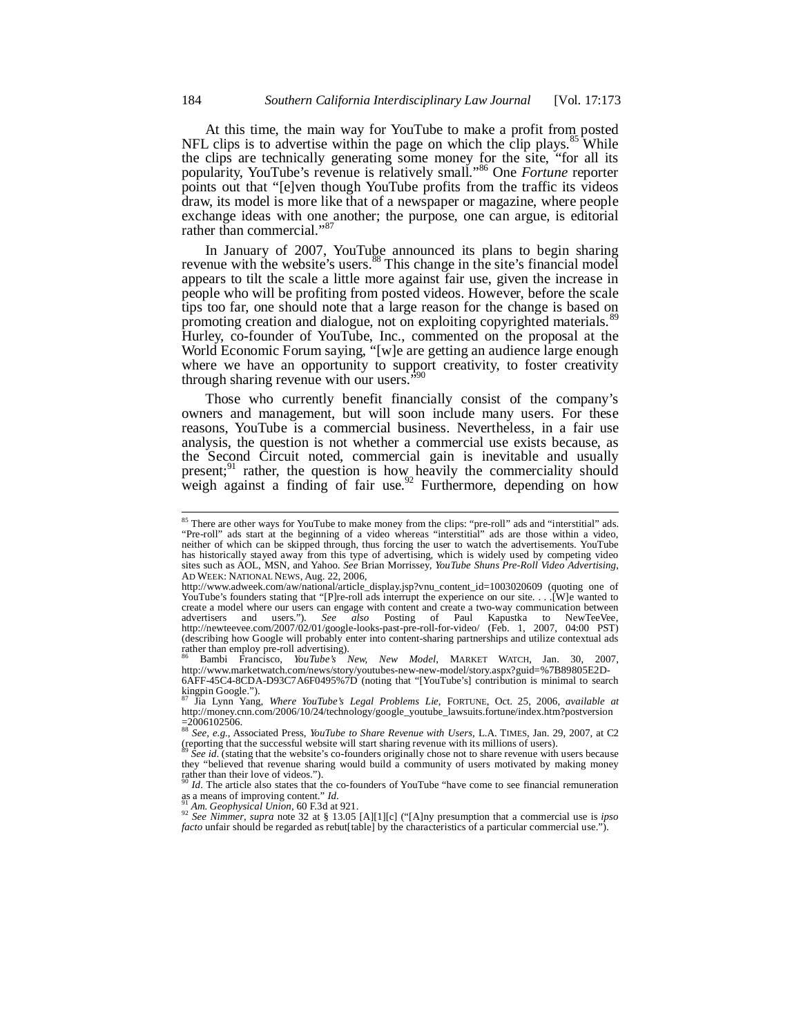At this time, the main way for YouTube to make a profit from posted NFL clips is to advertise within the page on which the clip plays.[85] While the clips are technically generating some money for the site, "for all its popularity, YouTube's revenue is relatively small."[86] One *Fortune* reporter points out that "[e]ven though YouTube profits from the traffic its videos draw, its model is more like that of a newspaper or magazine, where people exchange ideas with one another; the purpose, one can argue, is editorial rather than commercial."[87]

In January of 2007, YouTube announced its plans to begin sharing revenue with the website's users.[88] This change in the site's financial model appears to tilt the scale a little more against fair use, given the increase in people who will be profiting from posted videos. However, before the scale tips too far, one should note that a large reason for the change is based on promoting creation and dialogue, not on exploiting copyrighted materials.[89] Hurley, co-founder of YouTube, Inc., commented on the proposal at the World Economic Forum saying, "[w]e are getting an audience large enough where we have an opportunity to support creativity, to foster creativity through sharing revenue with our users."[90]

Those who currently benefit financially consist of the company's owners and management, but will soon include many users. For these reasons, YouTube is a commercial business. Nevertheless, in a fair use analysis, the question is not whether a commercial use exists because, as the Second Circuit noted, commercial gain is inevitable and usually present;[91] rather, the question is how heavily the commerciality should weigh against a finding of fair use.[92] Furthermore, depending on how

---

[85] There are other ways for YouTube to make money from the clips: "pre-roll" ads and "interstitial" ads. "Pre-roll" ads start at the beginning of a video whereas "interstitial" ads are those within a video, neither of which can be skipped through, thus forcing the user to watch the advertisements. YouTube has historically stayed away from this type of advertising, which is widely used by competing video sites such as AOL, MSN, and Yahoo. *See* Brian Morrissey, *YouTube Shuns Pre-Roll Video Advertising*, AD WEEK: NATIONAL NEWS, Aug. 22, 2006, http://www.adweek.com/aw/national/article_display.jsp?vnu_content_id=1003020609 (quoting one of YouTube's founders stating that "[P]re-roll ads interrupt the experience on our site. . . .[W]e wanted to create a model where our users can engage with content and create a two-way communication between advertisers and users."). *See also* Posting of Paul Kapustka to NewTeeVee, http://newteevee.com/2007/02/01/google-looks-past-pre-roll-for-video/ (Feb. 1, 2007, 04:00 PST) (describing how Google will probably enter into content-sharing partnerships and utilize contextual ads rather than employ pre-roll advertising).

[86] Bambi Francisco, *YouTube's New, New Model*, MARKET WATCH, Jan. 30, 2007, http://www.marketwatch.com/news/story/youtubes-new-new-model/story.aspx?guid=%7B89805E2D-6AFF-45C4-8CDA-D93C7A6F0495%7D (noting that "[YouTube's] contribution is minimal to search kingpin Google.").

[87] Jia Lynn Yang, *Where YouTube's Legal Problems Lie*, FORTUNE, Oct. 25, 2006, *available at* http://money.cnn.com/2006/10/24/technology/google_youtube_lawsuits.fortune/index.htm?postversion=2006102506.

[88] *See, e.g.*, Associated Press, *YouTube to Share Revenue with Users*, L.A. TIMES, Jan. 29, 2007, at C2 (reporting that the successful website will start sharing revenue with its millions of users).

[89] *See id*. (stating that the website's co-founders originally chose not to share revenue with users because they "believed that revenue sharing would build a community of users motivated by making money rather than their love of videos.").

[90] *Id*. The article also states that the co-founders of YouTube "have come to see financial remuneration as a means of improving content." *Id*.

[91] *Am. Geophysical Union*, 60 F.3d at 921.

[92] *See Nimmer, supra* note 32 at § 13.05 [A][1][c] ("[A]ny presumption that a commercial use is *ipso facto* unfair should be regarded as rebut[table] by the characteristics of a particular commercial use.").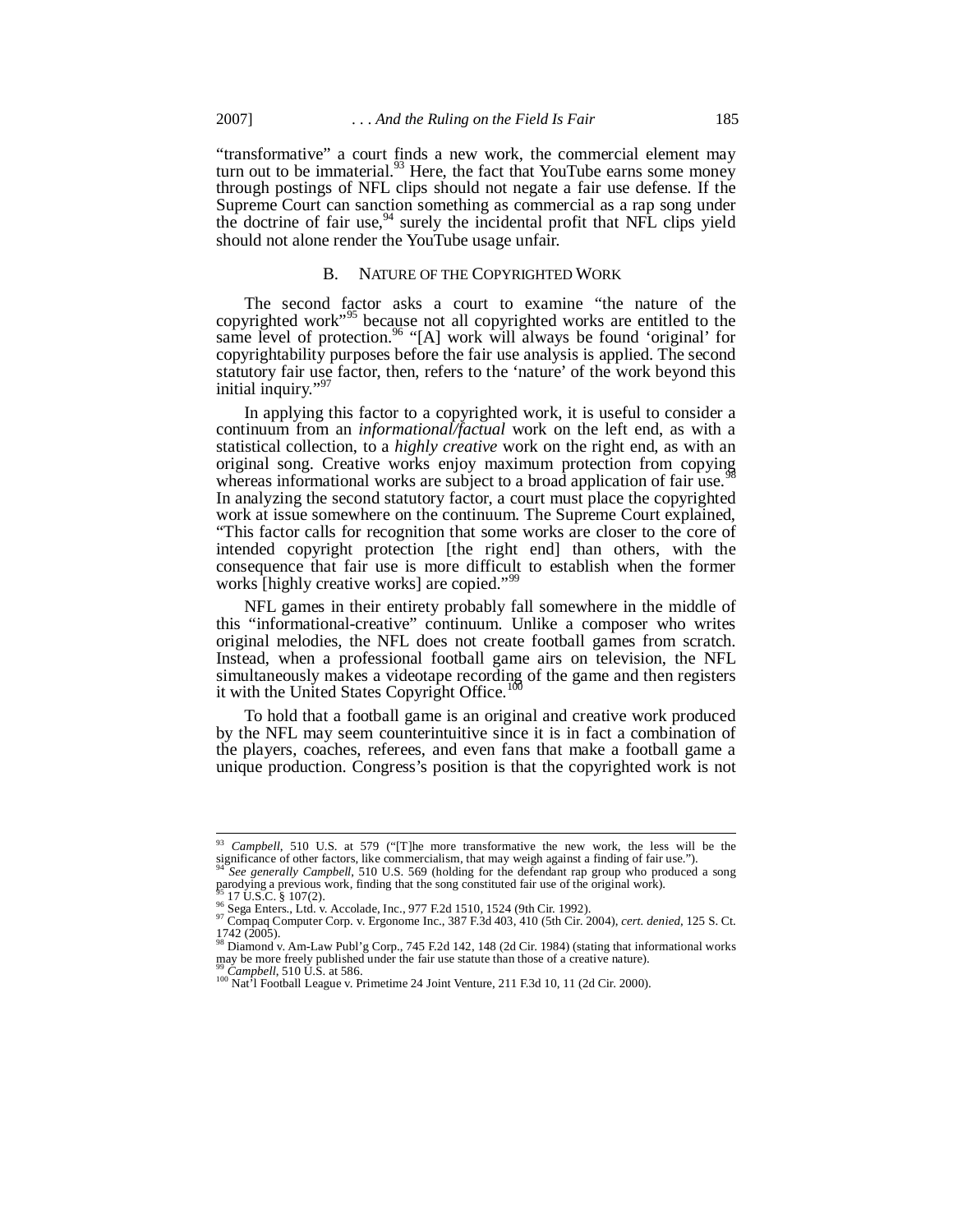"transformative" a court finds a new work, the commercial element may turn out to be immaterial.[93] Here, the fact that YouTube earns some money through postings of NFL clips should not negate a fair use defense. If the Supreme Court can sanction something as commercial as a rap song under the doctrine of fair use,[94] surely the incidental profit that NFL clips yield should not alone render the YouTube usage unfair.

### B. NATURE OF THE COPYRIGHTED WORK

The second factor asks a court to examine "the nature of the copyrighted work"[95] because not all copyrighted works are entitled to the same level of protection.[96] "[A] work will always be found 'original' for copyrightability purposes before the fair use analysis is applied. The second statutory fair use factor, then, refers to the 'nature' of the work beyond this initial inquiry."[97]

In applying this factor to a copyrighted work, it is useful to consider a continuum from an *informational/factual* work on the left end, as with a statistical collection, to a *highly creative* work on the right end, as with an original song. Creative works enjoy maximum protection from copying whereas informational works are subject to a broad application of fair use.[98] In analyzing the second statutory factor, a court must place the copyrighted work at issue somewhere on the continuum. The Supreme Court explained, "This factor calls for recognition that some works are closer to the core of intended copyright protection [the right end] than others, with the consequence that fair use is more difficult to establish when the former works [highly creative works] are copied."[99]

NFL games in their entirety probably fall somewhere in the middle of this "informational-creative" continuum. Unlike a composer who writes original melodies, the NFL does not create football games from scratch. Instead, when a professional football game airs on television, the NFL simultaneously makes a videotape recording of the game and then registers it with the United States Copyright Office.[100]

To hold that a football game is an original and creative work produced by the NFL may seem counterintuitive since it is in fact a combination of the players, coaches, referees, and even fans that make a football game a unique production. Congress's position is that the copyrighted work is not

---

[93] *Campbell*, 510 U.S. at 579 ("[T]he more transformative the new work, the less will be the significance of other factors, like commercialism, that may weigh against a finding of fair use.").

[94] *See generally Campbell*, 510 U.S. 569 (holding for the defendant rap group who produced a song parodying a previous work, finding that the song constituted fair use of the original work).

[95] 17 U.S.C. § 107(2).

[96] Sega Enters., Ltd. v. Accolade, Inc., 977 F.2d 1510, 1524 (9th Cir. 1992).

[97] Compaq Computer Corp. v. Ergonome Inc., 387 F.3d 403, 410 (5th Cir. 2004), *cert. denied*, 125 S. Ct. 1742 (2005).

[98] Diamond v. Am-Law Publ'g Corp., 745 F.2d 142, 148 (2d Cir. 1984) (stating that informational works may be more freely published under the fair use statute than those of a creative nature).

[99] *Campbell*, 510 U.S. at 586.

[100] Nat'l Football League v. Primetime 24 Joint Venture, 211 F.3d 10, 11 (2d Cir. 2000).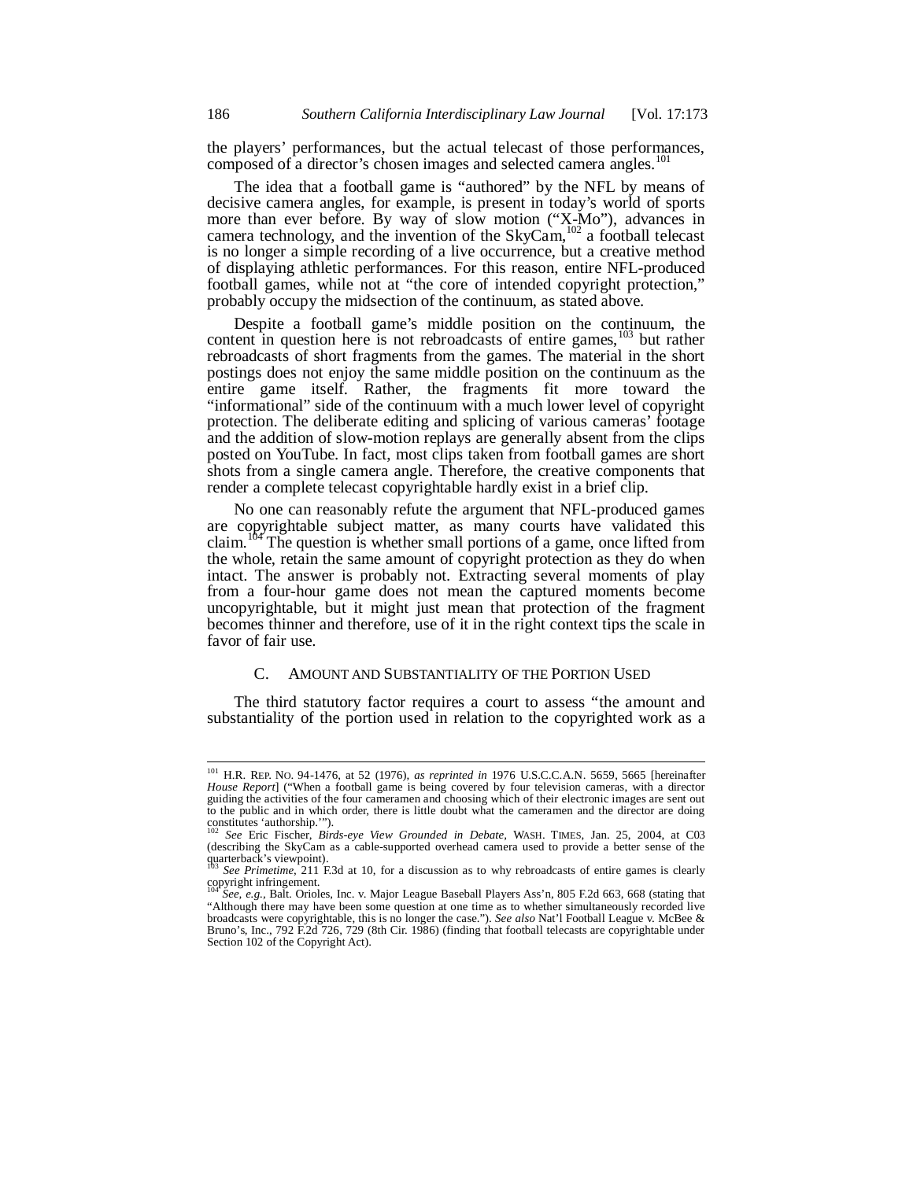the players' performances, but the actual telecast of those performances, composed of a director's chosen images and selected camera angles.[101]

The idea that a football game is "authored" by the NFL by means of decisive camera angles, for example, is present in today's world of sports more than ever before. By way of slow motion ("X-Mo"), advances in camera technology, and the invention of the SkyCam,[102] a football telecast is no longer a simple recording of a live occurrence, but a creative method of displaying athletic performances. For this reason, entire NFL-produced football games, while not at "the core of intended copyright protection," probably occupy the midsection of the continuum, as stated above.

Despite a football game's middle position on the continuum, the content in question here is not rebroadcasts of entire games,[103] but rather rebroadcasts of short fragments from the games. The material in the short postings does not enjoy the same middle position on the continuum as the entire game itself. Rather, the fragments fit more toward the "informational" side of the continuum with a much lower level of copyright protection. The deliberate editing and splicing of various cameras' footage and the addition of slow-motion replays are generally absent from the clips posted on YouTube. In fact, most clips taken from football games are short shots from a single camera angle. Therefore, the creative components that render a complete telecast copyrightable hardly exist in a brief clip.

No one can reasonably refute the argument that NFL-produced games are copyrightable subject matter, as many courts have validated this claim.[104] The question is whether small portions of a game, once lifted from the whole, retain the same amount of copyright protection as they do when intact. The answer is probably not. Extracting several moments of play from a four-hour game does not mean the captured moments become uncopyrightable, but it might just mean that protection of the fragment becomes thinner and therefore, use of it in the right context tips the scale in favor of fair use.

### C. Amount and Substantiality of the Portion Used

The third statutory factor requires a court to assess "the amount and substantiality of the portion used in relation to the copyrighted work as a

---

[101] H.R. Rep. No. 94-1476, at 52 (1976), *as reprinted in* 1976 U.S.C.C.A.N. 5659, 5665 [hereinafter *House Report*] ("When a football game is being covered by four television cameras, with a director guiding the activities of the four cameramen and choosing which of their electronic images are sent out to the public and in which order, there is little doubt what the cameramen and the director are doing constitutes 'authorship.'").

[102] *See* Eric Fischer, *Birds-eye View Grounded in Debate*, Wash. Times, Jan. 25, 2004, at C03 (describing the SkyCam as a cable-supported overhead camera used to provide a better sense of the quarterback's viewpoint).

[103] *See Primetime*, 211 F.3d at 10, for a discussion as to why rebroadcasts of entire games is clearly copyright infringement.

[104] *See, e.g.*, Balt. Orioles, Inc. v. Major League Baseball Players Ass'n, 805 F.2d 663, 668 (stating that "Although there may have been some question at one time as to whether simultaneously recorded live broadcasts were copyrightable, this is no longer the case."). *See also* Nat'l Football League v. McBee & Bruno's, Inc., 792 F.2d 726, 729 (8th Cir. 1986) (finding that football telecasts are copyrightable under Section 102 of the Copyright Act).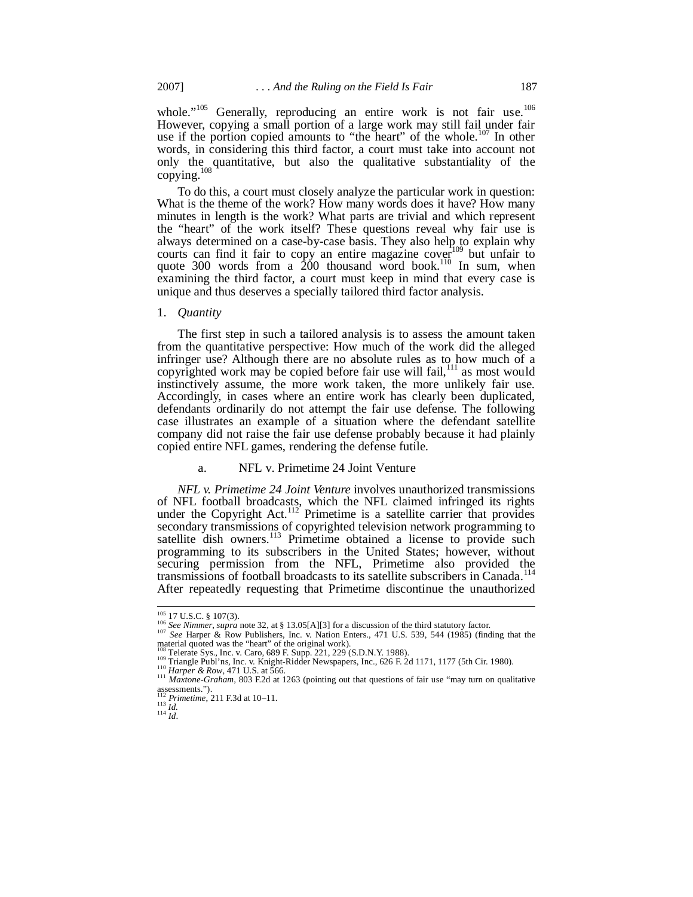whole."[105] Generally, reproducing an entire work is not fair use.[106] However, copying a small portion of a large work may still fail under fair use if the portion copied amounts to "the heart" of the whole.[107] In other words, in considering this third factor, a court must take into account not only the quantitative, but also the qualitative substantiality of the copying.[108]

To do this, a court must closely analyze the particular work in question: What is the theme of the work? How many words does it have? How many minutes in length is the work? What parts are trivial and which represent the "heart" of the work itself? These questions reveal why fair use is always determined on a case-by-case basis. They also help to explain why courts can find it fair to copy an entire magazine cover[109] but unfair to quote 300 words from a 200 thousand word book.[110] In sum, when examining the third factor, a court must keep in mind that every case is unique and thus deserves a specially tailored third factor analysis.

1. *Quantity*

The first step in such a tailored analysis is to assess the amount taken from the quantitative perspective: How much of the work did the alleged infringer use? Although there are no absolute rules as to how much of a copyrighted work may be copied before fair use will fail,[111] as most would instinctively assume, the more work taken, the more unlikely fair use. Accordingly, in cases where an entire work has clearly been duplicated, defendants ordinarily do not attempt the fair use defense. The following case illustrates an example of a situation where the defendant satellite company did not raise the fair use defense probably because it had plainly copied entire NFL games, rendering the defense futile.

a. NFL v. Primetime 24 Joint Venture

*NFL v. Primetime 24 Joint Venture* involves unauthorized transmissions of NFL football broadcasts, which the NFL claimed infringed its rights under the Copyright Act.[112] Primetime is a satellite carrier that provides secondary transmissions of copyrighted television network programming to satellite dish owners.[113] Primetime obtained a license to provide such programming to its subscribers in the United States; however, without securing permission from the NFL, Primetime also provided the transmissions of football broadcasts to its satellite subscribers in Canada.[114] After repeatedly requesting that Primetime discontinue the unauthorized

---

[105] 17 U.S.C. § 107(3).
[106] *See Nimmer*, *supra* note 32, at § 13.05[A][3] for a discussion of the third statutory factor.
[107] *See* Harper & Row Publishers, Inc. v. Nation Enters., 471 U.S. 539, 544 (1985) (finding that the material quoted was the "heart" of the original work).
[108] Telerate Sys., Inc. v. Caro, 689 F. Supp. 221, 229 (S.D.N.Y. 1988).
[109] Triangle Publ'ns, Inc. v. Knight-Ridder Newspapers, Inc., 626 F. 2d 1171, 1177 (5th Cir. 1980).
[110] *Harper & Row*, 471 U.S. at 566.
[111] *Maxtone-Graham*, 803 F.2d at 1263 (pointing out that questions of fair use "may turn on qualitative assessments.").
[112] *Primetime*, 211 F.3d at 10–11.
[113] *Id.*
[114] *Id.*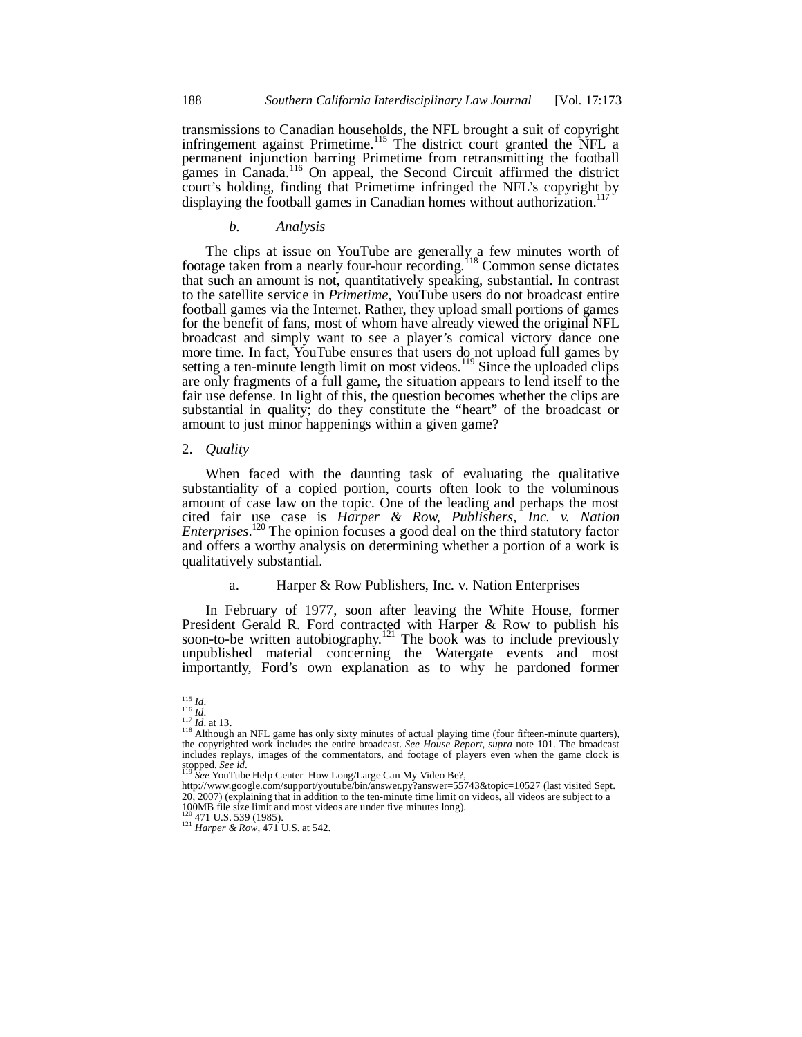transmissions to Canadian households, the NFL brought a suit of copyright infringement against Primetime.[115] The district court granted the NFL a permanent injunction barring Primetime from retransmitting the football games in Canada.[116] On appeal, the Second Circuit affirmed the district court's holding, finding that Primetime infringed the NFL's copyright by displaying the football games in Canadian homes without authorization.[117]

#### *b. Analysis*

The clips at issue on YouTube are generally a few minutes worth of footage taken from a nearly four-hour recording.[118] Common sense dictates that such an amount is not, quantitatively speaking, substantial. In contrast to the satellite service in *Primetime*, YouTube users do not broadcast entire football games via the Internet. Rather, they upload small portions of games for the benefit of fans, most of whom have already viewed the original NFL broadcast and simply want to see a player's comical victory dance one more time. In fact, YouTube ensures that users do not upload full games by setting a ten-minute length limit on most videos.[119] Since the uploaded clips are only fragments of a full game, the situation appears to lend itself to the fair use defense. In light of this, the question becomes whether the clips are substantial in quality; do they constitute the "heart" of the broadcast or amount to just minor happenings within a given game?

### 2. *Quality*

When faced with the daunting task of evaluating the qualitative substantiality of a copied portion, courts often look to the voluminous amount of case law on the topic. One of the leading and perhaps the most cited fair use case is *Harper & Row, Publishers, Inc. v. Nation Enterprises*.[120] The opinion focuses a good deal on the third statutory factor and offers a worthy analysis on determining whether a portion of a work is qualitatively substantial.

#### a. Harper & Row Publishers, Inc. v. Nation Enterprises

In February of 1977, soon after leaving the White House, former President Gerald R. Ford contracted with Harper & Row to publish his soon-to-be written autobiography.[121] The book was to include previously unpublished material concerning the Watergate events and most importantly, Ford's own explanation as to why he pardoned former

---

[115] *Id*.
[116] *Id*.
[117] *Id*. at 13.
[118] Although an NFL game has only sixty minutes of actual playing time (four fifteen-minute quarters), the copyrighted work includes the entire broadcast. *See House Report*, *supra* note 101. The broadcast includes replays, images of the commentators, and footage of players even when the game clock is stopped. *See id*.
[119] *See* YouTube Help Center–How Long/Large Can My Video Be?, http://www.google.com/support/youtube/bin/answer.py?answer=55743&topic=10527 (last visited Sept. 20, 2007) (explaining that in addition to the ten-minute time limit on videos, all videos are subject to a 100MB file size limit and most videos are under five minutes long).
[120] 471 U.S. 539 (1985).
[121] *Harper & Row*, 471 U.S. at 542.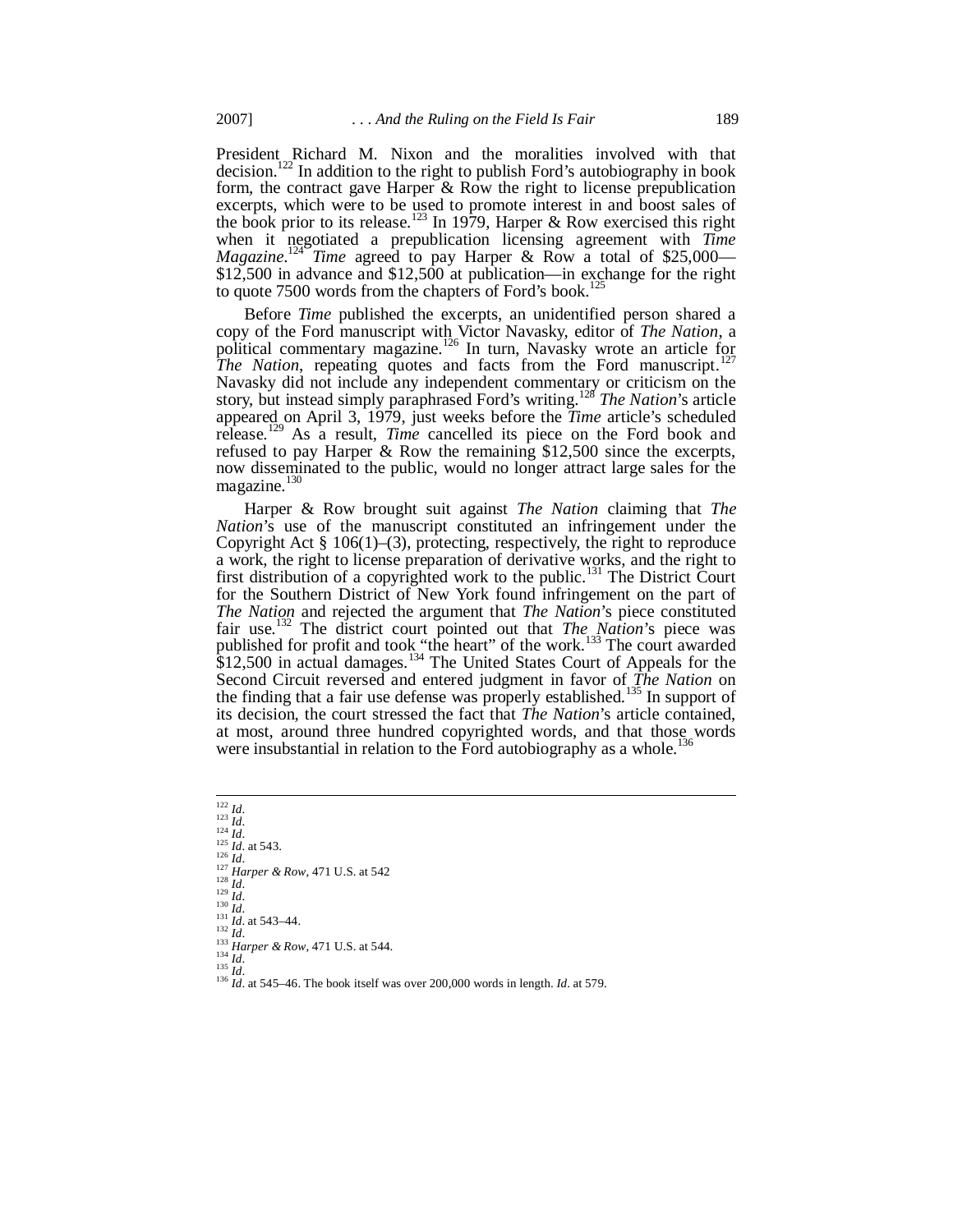President Richard M. Nixon and the moralities involved with that decision.[122] In addition to the right to publish Ford's autobiography in book form, the contract gave Harper & Row the right to license prepublication excerpts, which were to be used to promote interest in and boost sales of the book prior to its release.[123] In 1979, Harper & Row exercised this right when it negotiated a prepublication licensing agreement with *Time Magazine*.[124] *Time* agreed to pay Harper & Row a total of $25,000—$12,500 in advance and $12,500 at publication—in exchange for the right to quote 7500 words from the chapters of Ford's book.[125]

Before *Time* published the excerpts, an unidentified person shared a copy of the Ford manuscript with Victor Navasky, editor of *The Nation*, a political commentary magazine.[126] In turn, Navasky wrote an article for *The Nation*, repeating quotes and facts from the Ford manuscript.[127] Navasky did not include any independent commentary or criticism on the story, but instead simply paraphrased Ford's writing.[128] *The Nation*'s article appeared on April 3, 1979, just weeks before the *Time* article's scheduled release.[129] As a result, *Time* cancelled its piece on the Ford book and refused to pay Harper & Row the remaining $12,500 since the excerpts, now disseminated to the public, would no longer attract large sales for the magazine.[130]

Harper & Row brought suit against *The Nation* claiming that *The Nation*'s use of the manuscript constituted an infringement under the Copyright Act § 106(1)–(3), protecting, respectively, the right to reproduce a work, the right to license preparation of derivative works, and the right to first distribution of a copyrighted work to the public.[131] The District Court for the Southern District of New York found infringement on the part of *The Nation* and rejected the argument that *The Nation*'s piece constituted fair use.[132] The district court pointed out that *The Nation*'s piece was published for profit and took "the heart" of the work.[133] The court awarded $12,500 in actual damages.[134] The United States Court of Appeals for the Second Circuit reversed and entered judgment in favor of *The Nation* on the finding that a fair use defense was properly established.[135] In support of its decision, the court stressed the fact that *The Nation*'s article contained, at most, around three hundred copyrighted words, and that those words were insubstantial in relation to the Ford autobiography as a whole.[136]

---

[122] *Id*.
[123] *Id*.
[124] *Id*.
[125] *Id*. at 543.
[126] *Id*.
[127] *Harper & Row*, 471 U.S. at 542
[128] *Id*.
[129] *Id*.
[130] *Id*.
[131] *Id*. at 543–44.
[132] *Id*.
[133] *Harper & Row*, 471 U.S. at 544.
[134] *Id*.
[135] *Id*.
[136] *Id*. at 545–46. The book itself was over 200,000 words in length. *Id*. at 579.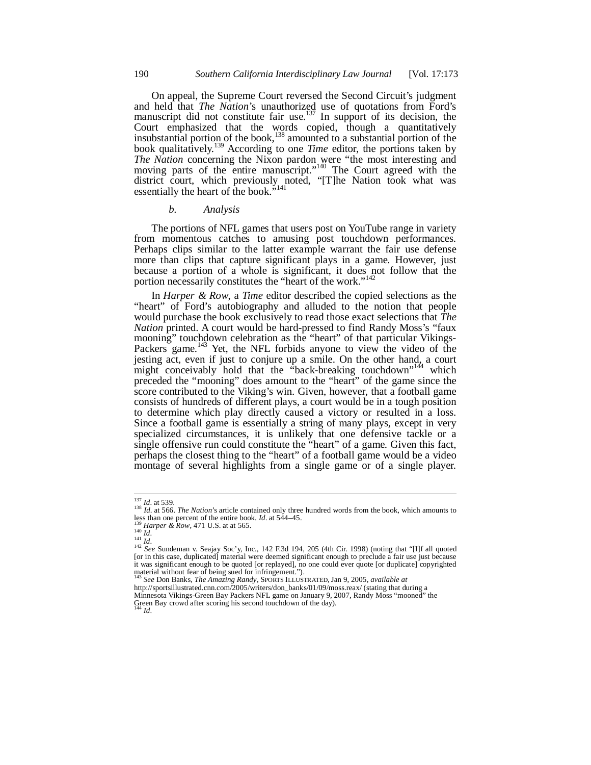On appeal, the Supreme Court reversed the Second Circuit's judgment and held that *The Nation*'s unauthorized use of quotations from Ford's manuscript did not constitute fair use.[137] In support of its decision, the Court emphasized that the words copied, though a quantitatively insubstantial portion of the book,[138] amounted to a substantial portion of the book qualitatively.[139] According to one *Time* editor, the portions taken by *The Nation* concerning the Nixon pardon were "the most interesting and moving parts of the entire manuscript."[140] The Court agreed with the district court, which previously noted, "[T]he Nation took what was essentially the heart of the book."[141]

#### *b. Analysis*

The portions of NFL games that users post on YouTube range in variety from momentous catches to amusing post touchdown performances. Perhaps clips similar to the latter example warrant the fair use defense more than clips that capture significant plays in a game. However, just because a portion of a whole is significant, it does not follow that the portion necessarily constitutes the "heart of the work."[142]

In *Harper & Row*, a *Time* editor described the copied selections as the "heart" of Ford's autobiography and alluded to the notion that people would purchase the book exclusively to read those exact selections that *The Nation* printed. A court would be hard-pressed to find Randy Moss's "faux mooning" touchdown celebration as the "heart" of that particular Vikings-Packers game.[143] Yet, the NFL forbids anyone to view the video of the jesting act, even if just to conjure up a smile. On the other hand, a court might conceivably hold that the "back-breaking touchdown"[144] which preceded the "mooning" does amount to the "heart" of the game since the score contributed to the Viking's win. Given, however, that a football game consists of hundreds of different plays, a court would be in a tough position to determine which play directly caused a victory or resulted in a loss. Since a football game is essentially a string of many plays, except in very specialized circumstances, it is unlikely that one defensive tackle or a single offensive run could constitute the "heart" of a game. Given this fact, perhaps the closest thing to the "heart" of a football game would be a video montage of several highlights from a single game or of a single player.

---

[137] *Id*. at 539.

[138] *Id*. at 566. *The Nation*'s article contained only three hundred words from the book, which amounts to less than one percent of the entire book. *Id*. at 544–45.

[139] *Harper & Row*, 471 U.S. at at 565.

[140] *Id*.

[141] *Id*.

[142] *See* Sundeman v. Seajay Soc'y, Inc., 142 F.3d 194, 205 (4th Cir. 1998) (noting that "[I]f all quoted [or in this case, duplicated] material were deemed significant enough to preclude a fair use just because it was significant enough to be quoted [or replayed], no one could ever quote [or duplicate] copyrighted material without fear of being sued for infringement.").

[143] *See* Don Banks, *The Amazing Randy*, SPORTS ILLUSTRATED, Jan 9, 2005, *available at* http://sportsillustrated.cnn.com/2005/writers/don_banks/01/09/moss.reax/ (stating that during a Minnesota Vikings-Green Bay Packers NFL game on January 9, 2007, Randy Moss "mooned" the Green Bay crowd after scoring his second touchdown of the day).

[144] *Id*.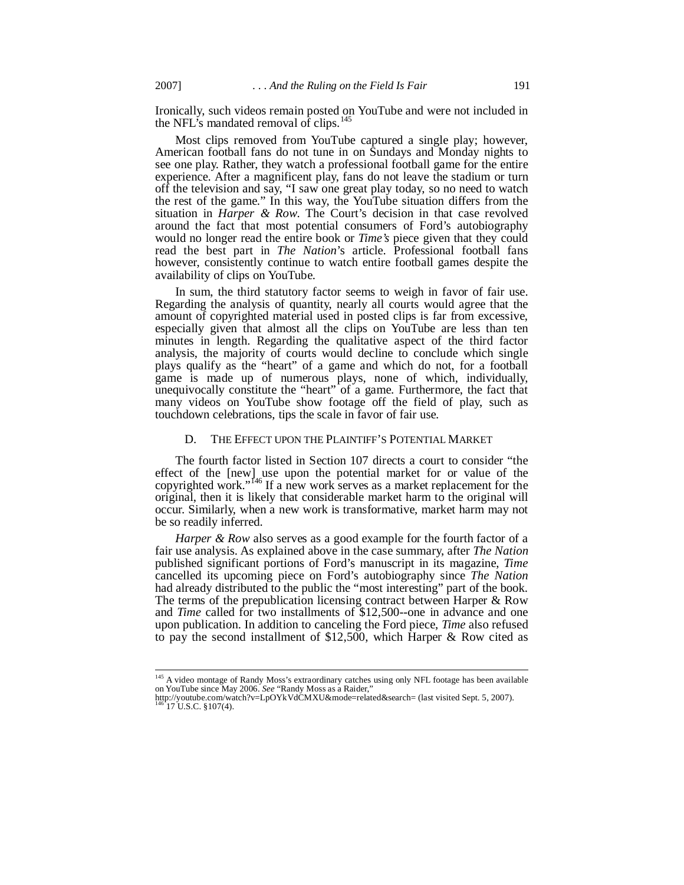Ironically, such videos remain posted on YouTube and were not included in the NFL's mandated removal of clips.[145]

Most clips removed from YouTube captured a single play; however, American football fans do not tune in on Sundays and Monday nights to see one play. Rather, they watch a professional football game for the entire experience. After a magnificent play, fans do not leave the stadium or turn off the television and say, "I saw one great play today, so no need to watch the rest of the game." In this way, the YouTube situation differs from the situation in *Harper & Row*. The Court's decision in that case revolved around the fact that most potential consumers of Ford's autobiography would no longer read the entire book or *Time's* piece given that they could read the best part in *The Nation*'s article. Professional football fans however, consistently continue to watch entire football games despite the availability of clips on YouTube.

In sum, the third statutory factor seems to weigh in favor of fair use. Regarding the analysis of quantity, nearly all courts would agree that the amount of copyrighted material used in posted clips is far from excessive, especially given that almost all the clips on YouTube are less than ten minutes in length. Regarding the qualitative aspect of the third factor analysis, the majority of courts would decline to conclude which single plays qualify as the "heart" of a game and which do not, for a football game is made up of numerous plays, none of which, individually, unequivocally constitute the "heart" of a game. Furthermore, the fact that many videos on YouTube show footage off the field of play, such as touchdown celebrations, tips the scale in favor of fair use.

### D. The Effect upon the Plaintiff's Potential Market

The fourth factor listed in Section 107 directs a court to consider "the effect of the [new] use upon the potential market for or value of the copyrighted work."[146] If a new work serves as a market replacement for the original, then it is likely that considerable market harm to the original will occur. Similarly, when a new work is transformative, market harm may not be so readily inferred.

*Harper & Row* also serves as a good example for the fourth factor of a fair use analysis. As explained above in the case summary, after *The Nation* published significant portions of Ford's manuscript in its magazine, *Time* cancelled its upcoming piece on Ford's autobiography since *The Nation* had already distributed to the public the "most interesting" part of the book. The terms of the prepublication licensing contract between Harper & Row and *Time* called for two installments of $12,500--one in advance and one upon publication. In addition to canceling the Ford piece, *Time* also refused to pay the second installment of $12,500, which Harper & Row cited as

---

[145] A video montage of Randy Moss's extraordinary catches using only NFL footage has been available on YouTube since May 2006. *See* "Randy Moss as a Raider," http://youtube.com/watch?v=LpOYkVdCMXU&mode=related&search= (last visited Sept. 5, 2007).

[146] 17 U.S.C. §107(4).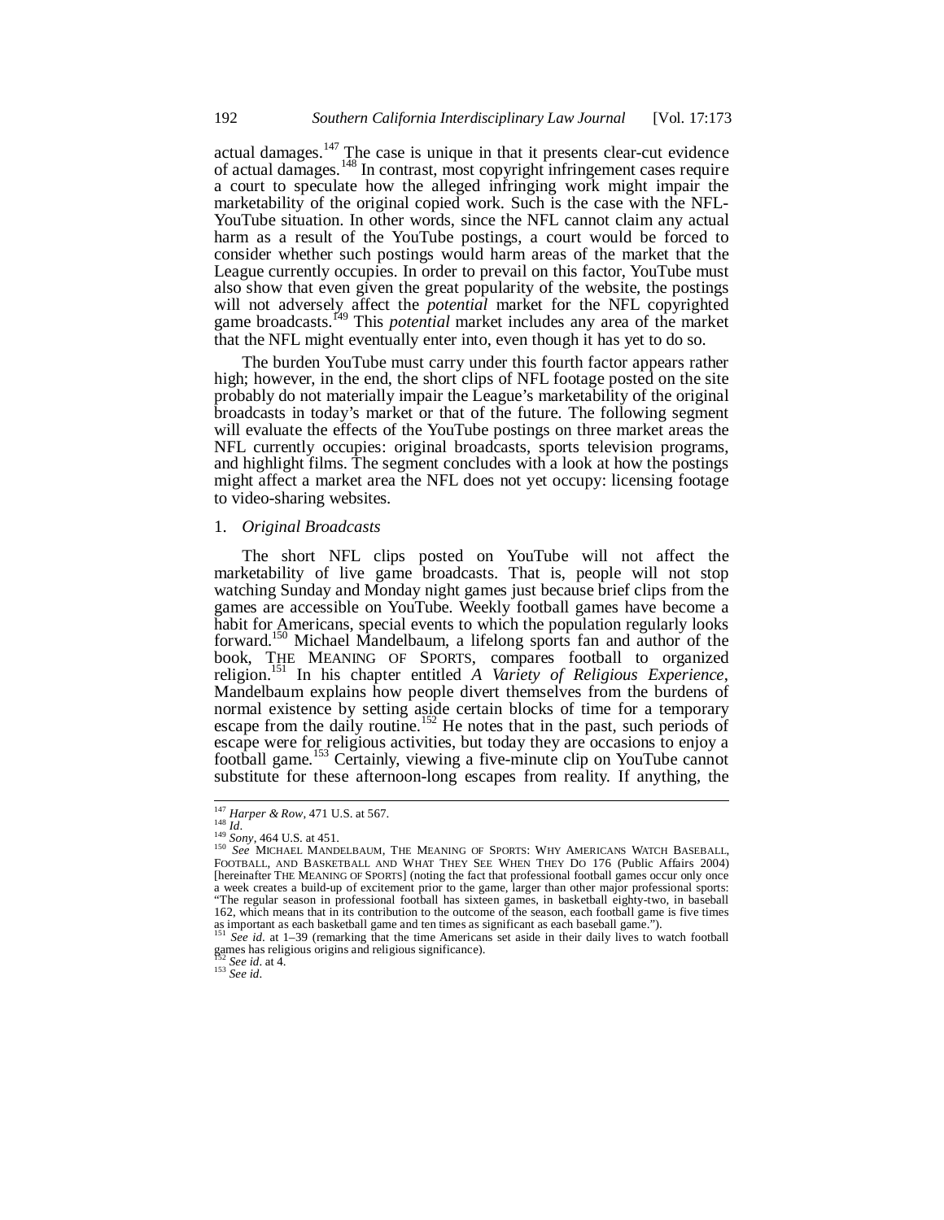actual damages.[147] The case is unique in that it presents clear-cut evidence of actual damages.[148] In contrast, most copyright infringement cases require a court to speculate how the alleged infringing work might impair the marketability of the original copied work. Such is the case with the NFL-YouTube situation. In other words, since the NFL cannot claim any actual harm as a result of the YouTube postings, a court would be forced to consider whether such postings would harm areas of the market that the League currently occupies. In order to prevail on this factor, YouTube must also show that even given the great popularity of the website, the postings will not adversely affect the *potential* market for the NFL copyrighted game broadcasts.[149] This *potential* market includes any area of the market that the NFL might eventually enter into, even though it has yet to do so.

The burden YouTube must carry under this fourth factor appears rather high; however, in the end, the short clips of NFL footage posted on the site probably do not materially impair the League's marketability of the original broadcasts in today's market or that of the future. The following segment will evaluate the effects of the YouTube postings on three market areas the NFL currently occupies: original broadcasts, sports television programs, and highlight films. The segment concludes with a look at how the postings might affect a market area the NFL does not yet occupy: licensing footage to video-sharing websites.

1. *Original Broadcasts*

The short NFL clips posted on YouTube will not affect the marketability of live game broadcasts. That is, people will not stop watching Sunday and Monday night games just because brief clips from the games are accessible on YouTube. Weekly football games have become a habit for Americans, special events to which the population regularly looks forward.[150] Michael Mandelbaum, a lifelong sports fan and author of the book, THE MEANING OF SPORTS, compares football to organized religion.[151] In his chapter entitled *A Variety of Religious Experience*, Mandelbaum explains how people divert themselves from the burdens of normal existence by setting aside certain blocks of time for a temporary escape from the daily routine.[152] He notes that in the past, such periods of escape were for religious activities, but today they are occasions to enjoy a football game.[153] Certainly, viewing a five-minute clip on YouTube cannot substitute for these afternoon-long escapes from reality. If anything, the

---

[147] *Harper & Row*, 471 U.S. at 567.

[148] *Id*.

[149] *Sony*, 464 U.S. at 451.

[150] *See* MICHAEL MANDELBAUM, THE MEANING OF SPORTS: WHY AMERICANS WATCH BASEBALL, FOOTBALL, AND BASKETBALL AND WHAT THEY SEE WHEN THEY DO 176 (Public Affairs 2004) [hereinafter THE MEANING OF SPORTS] (noting the fact that professional football games occur only once a week creates a build-up of excitement prior to the game, larger than other major professional sports: "The regular season in professional football has sixteen games, in basketball eighty-two, in baseball 162, which means that in its contribution to the outcome of the season, each football game is five times as important as each basketball game and ten times as significant as each baseball game.").

[151] *See id.* at 1–39 (remarking that the time Americans set aside in their daily lives to watch football games has religious origins and religious significance).

[152] *See id*. at 4.

[153] *See id*.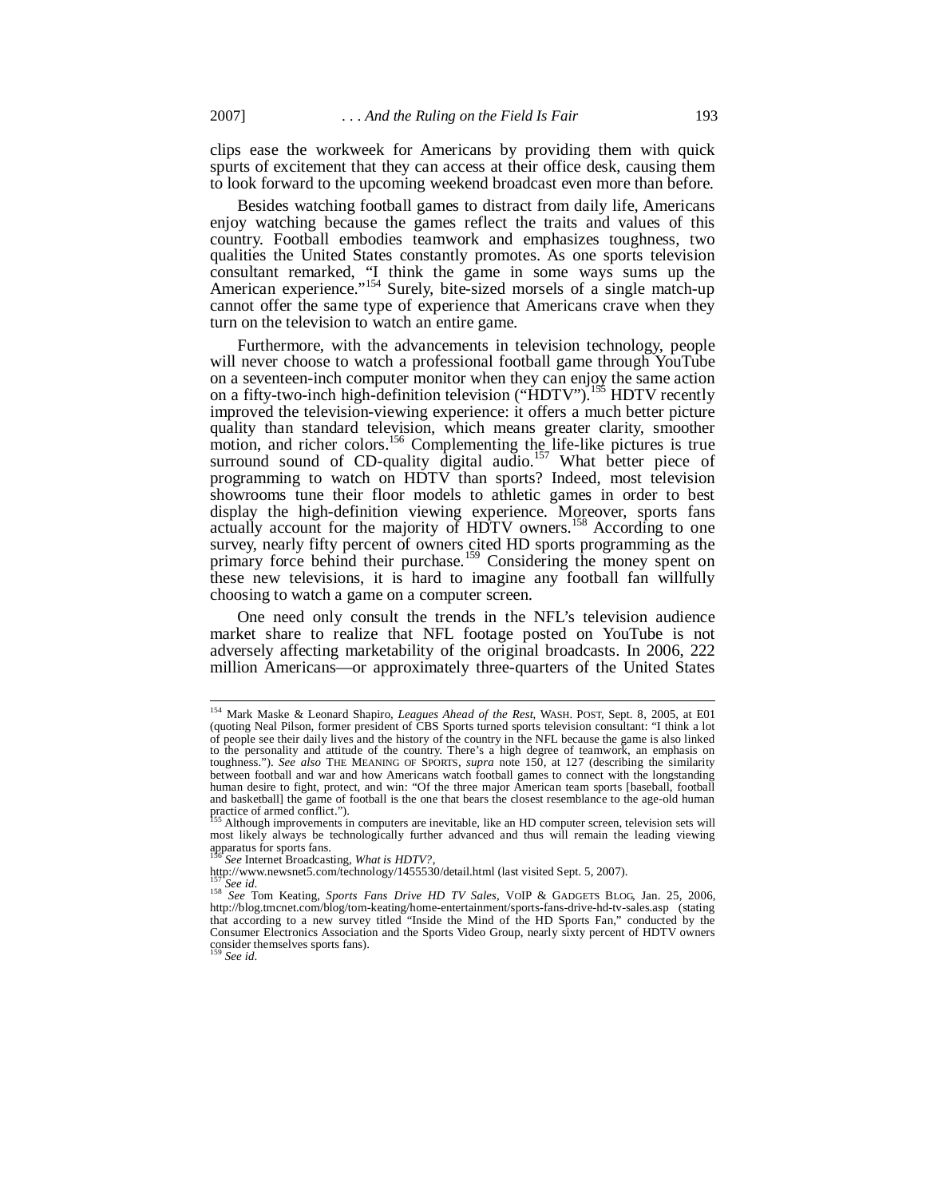clips ease the workweek for Americans by providing them with quick spurts of excitement that they can access at their office desk, causing them to look forward to the upcoming weekend broadcast even more than before.

Besides watching football games to distract from daily life, Americans enjoy watching because the games reflect the traits and values of this country. Football embodies teamwork and emphasizes toughness, two qualities the United States constantly promotes. As one sports television consultant remarked, "I think the game in some ways sums up the American experience."[154] Surely, bite-sized morsels of a single match-up cannot offer the same type of experience that Americans crave when they turn on the television to watch an entire game.

Furthermore, with the advancements in television technology, people will never choose to watch a professional football game through YouTube on a seventeen-inch computer monitor when they can enjoy the same action on a fifty-two-inch high-definition television ("HDTV").[155] HDTV recently improved the television-viewing experience: it offers a much better picture quality than standard television, which means greater clarity, smoother motion, and richer colors.[156] Complementing the life-like pictures is true surround sound of CD-quality digital audio.[157] What better piece of programming to watch on HDTV than sports? Indeed, most television showrooms tune their floor models to athletic games in order to best display the high-definition viewing experience. Moreover, sports fans actually account for the majority of HDTV owners.[158] According to one survey, nearly fifty percent of owners cited HD sports programming as the primary force behind their purchase.[159] Considering the money spent on these new televisions, it is hard to imagine any football fan willfully choosing to watch a game on a computer screen.

One need only consult the trends in the NFL's television audience market share to realize that NFL footage posted on YouTube is not adversely affecting marketability of the original broadcasts. In 2006, 222 million Americans—or approximately three-quarters of the United States

---

[154] Mark Maske & Leonard Shapiro, *Leagues Ahead of the Rest*, WASH. POST, Sept. 8, 2005, at E01 (quoting Neal Pilson, former president of CBS Sports turned sports television consultant: "I think a lot of people see their daily lives and the history of the country in the NFL because the game is also linked to the personality and attitude of the country. There's a high degree of teamwork, an emphasis on toughness."). *See also* THE MEANING OF SPORTS, *supra* note 150, at 127 (describing the similarity between football and war and how Americans watch football games to connect with the longstanding human desire to fight, protect, and win: "Of the three major American team sports [baseball, football and basketball] the game of football is the one that bears the closest resemblance to the age-old human practice of armed conflict.").

[155] Although improvements in computers are inevitable, like an HD computer screen, television sets will most likely always be technologically further advanced and thus will remain the leading viewing apparatus for sports fans.

[156] *See* Internet Broadcasting, *What is HDTV?*, http://www.newsnet5.com/technology/1455530/detail.html (last visited Sept. 5, 2007).

[157] *See id.*

[158] *See* Tom Keating, *Sports Fans Drive HD TV Sales*, VOIP & GADGETS BLOG, Jan. 25, 2006, http://blog.tmcnet.com/blog/tom-keating/home-entertainment/sports-fans-drive-hd-tv-sales.asp (stating that according to a new survey titled "Inside the Mind of the HD Sports Fan," conducted by the Consumer Electronics Association and the Sports Video Group, nearly sixty percent of HDTV owners consider themselves sports fans).

[159] *See id.*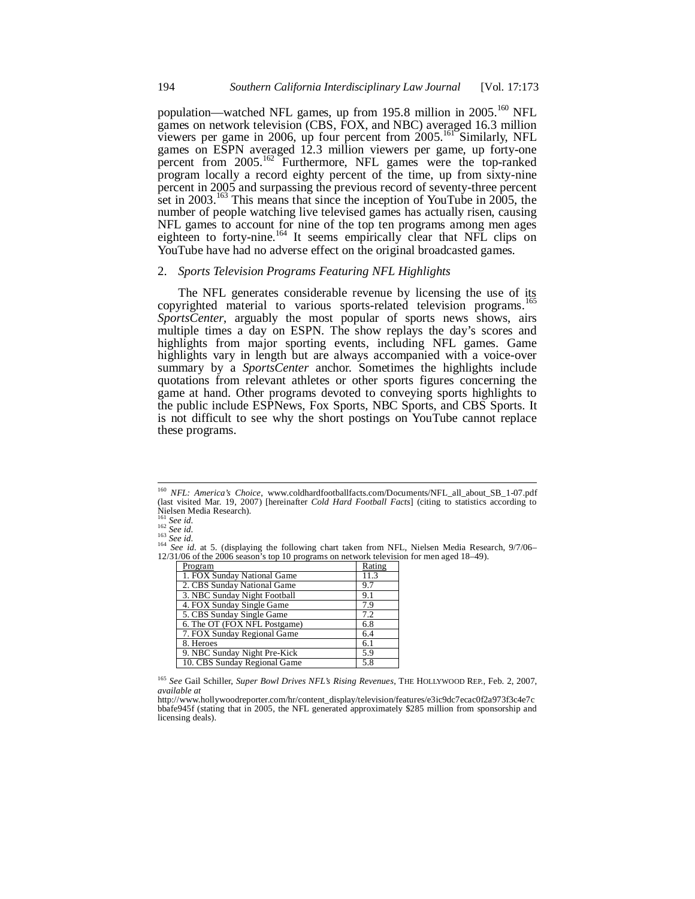population—watched NFL games, up from 195.8 million in 2005.[160] NFL games on network television (CBS, FOX, and NBC) averaged 16.3 million viewers per game in 2006, up four percent from 2005.[161] Similarly, NFL games on ESPN averaged 12.3 million viewers per game, up forty-one percent from 2005.[162] Furthermore, NFL games were the top-ranked program locally a record eighty percent of the time, up from sixty-nine percent in 2005 and surpassing the previous record of seventy-three percent set in 2003.[163] This means that since the inception of YouTube in 2005, the number of people watching live televised games has actually risen, causing NFL games to account for nine of the top ten programs among men ages eighteen to forty-nine.[164] It seems empirically clear that NFL clips on YouTube have had no adverse effect on the original broadcasted games.

### 2. *Sports Television Programs Featuring NFL Highlights*

The NFL generates considerable revenue by licensing the use of its copyrighted material to various sports-related television programs.[165] *SportsCenter*, arguably the most popular of sports news shows, airs multiple times a day on ESPN. The show replays the day's scores and highlights from major sporting events, including NFL games. Game highlights vary in length but are always accompanied with a voice-over summary by a *SportsCenter* anchor. Sometimes the highlights include quotations from relevant athletes or other sports figures concerning the game at hand. Other programs devoted to conveying sports highlights to the public include ESPNews, Fox Sports, NBC Sports, and CBS Sports. It is not difficult to see why the short postings on YouTube cannot replace these programs.

---

[160] *NFL: America's Choice*, www.coldhardfootballfacts.com/Documents/NFL_all_about_SB_1-07.pdf (last visited Mar. 19, 2007) [hereinafter *Cold Hard Football Facts*] (citing to statistics according to Nielsen Media Research).

[161] *See id.*

[162] *See id.*

[163] *See id.*

[164] *See id.* at 5. (displaying the following chart taken from NFL, Nielsen Media Research, 9/7/06–12/31/06 of the 2006 season's top 10 programs on network television for men aged 18–49).

| Program | Rating |
|---|---|
| 1. FOX Sunday National Game | 11.3 |
| 2. CBS Sunday National Game | 9.7 |
| 3. NBC Sunday Night Football | 9.1 |
| 4. FOX Sunday Single Game | 7.9 |
| 5. CBS Sunday Single Game | 7.2 |
| 6. The OT (FOX NFL Postgame) | 6.8 |
| 7. FOX Sunday Regional Game | 6.4 |
| 8. Heroes | 6.1 |
| 9. NBC Sunday Night Pre-Kick | 5.9 |
| 10. CBS Sunday Regional Game | 5.8 |

[165] *See* Gail Schiller, *Super Bowl Drives NFL's Rising Revenues*, THE HOLLYWOOD REP., Feb. 2, 2007, *available at* http://www.hollywoodreporter.com/hr/content_display/television/features/e3ic9dc7ecac0f2a973f3c4e7cbbafe945f (stating that in 2005, the NFL generated approximately $285 million from sponsorship and licensing deals).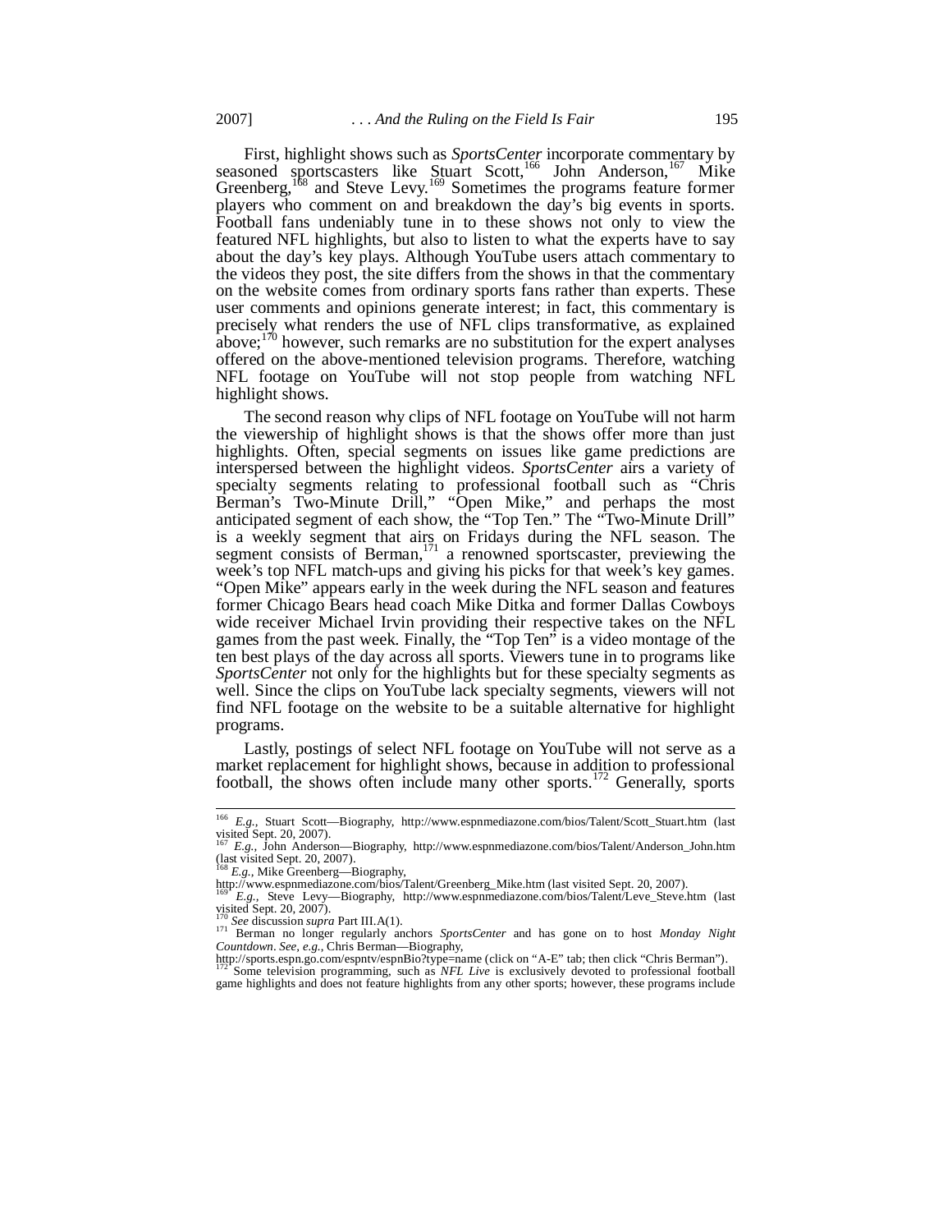First, highlight shows such as *SportsCenter* incorporate commentary by seasoned sportscasters like Stuart Scott,[166] John Anderson,[167] Mike Greenberg,[168] and Steve Levy.[169] Sometimes the programs feature former players who comment on and breakdown the day's big events in sports. Football fans undeniably tune in to these shows not only to view the featured NFL highlights, but also to listen to what the experts have to say about the day's key plays. Although YouTube users attach commentary to the videos they post, the site differs from the shows in that the commentary on the website comes from ordinary sports fans rather than experts. These user comments and opinions generate interest; in fact, this commentary is precisely what renders the use of NFL clips transformative, as explained above;[170] however, such remarks are no substitution for the expert analyses offered on the above-mentioned television programs. Therefore, watching NFL footage on YouTube will not stop people from watching NFL highlight shows.

The second reason why clips of NFL footage on YouTube will not harm the viewership of highlight shows is that the shows offer more than just highlights. Often, special segments on issues like game predictions are interspersed between the highlight videos. *SportsCenter* airs a variety of specialty segments relating to professional football such as "Chris Berman's Two-Minute Drill," "Open Mike," and perhaps the most anticipated segment of each show, the "Top Ten." The "Two-Minute Drill" is a weekly segment that airs on Fridays during the NFL season. The segment consists of Berman,[171] a renowned sportscaster, previewing the week's top NFL match-ups and giving his picks for that week's key games. "Open Mike" appears early in the week during the NFL season and features former Chicago Bears head coach Mike Ditka and former Dallas Cowboys wide receiver Michael Irvin providing their respective takes on the NFL games from the past week. Finally, the "Top Ten" is a video montage of the ten best plays of the day across all sports. Viewers tune in to programs like *SportsCenter* not only for the highlights but for these specialty segments as well. Since the clips on YouTube lack specialty segments, viewers will not find NFL footage on the website to be a suitable alternative for highlight programs.

Lastly, postings of select NFL footage on YouTube will not serve as a market replacement for highlight shows, because in addition to professional football, the shows often include many other sports.[172] Generally, sports

---

[166] *E.g.*, Stuart Scott—Biography, http://www.espnmediazone.com/bios/Talent/Scott_Stuart.htm (last visited Sept. 20, 2007).

[167] *E.g.*, John Anderson—Biography, http://www.espnmediazone.com/bios/Talent/Anderson_John.htm (last visited Sept. 20, 2007).

[168] *E.g.*, Mike Greenberg—Biography, http://www.espnmediazone.com/bios/Talent/Greenberg_Mike.htm (last visited Sept. 20, 2007).

[169] *E.g.*, Steve Levy—Biography, http://www.espnmediazone.com/bios/Talent/Leve_Steve.htm (last visited Sept. 20, 2007).

[170] *See* discussion *supra* Part III.A(1).

[171] Berman no longer regularly anchors *SportsCenter* and has gone on to host *Monday Night Countdown*. *See, e.g.*, Chris Berman—Biography, http://sports.espn.go.com/espntv/espnBio?type=name (click on "A-E" tab; then click "Chris Berman").

[172] Some television programming, such as *NFL Live* is exclusively devoted to professional football game highlights and does not feature highlights from any other sports; however, these programs include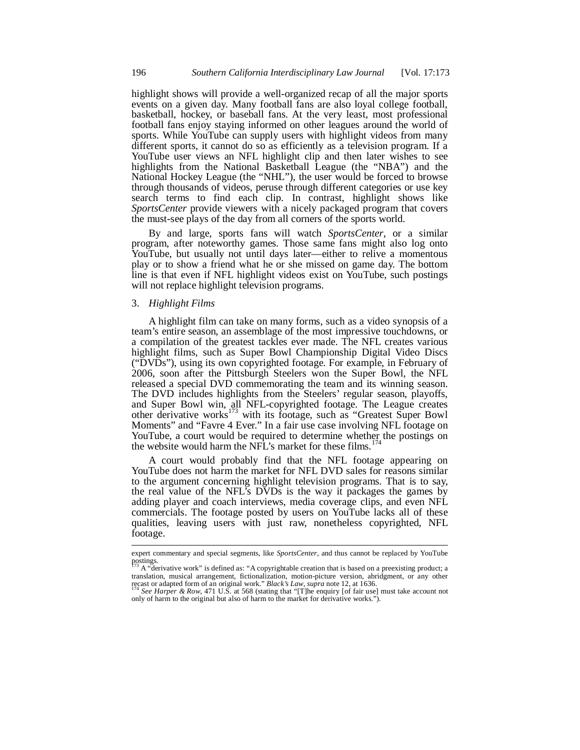highlight shows will provide a well-organized recap of all the major sports events on a given day. Many football fans are also loyal college football, basketball, hockey, or baseball fans. At the very least, most professional football fans enjoy staying informed on other leagues around the world of sports. While YouTube can supply users with highlight videos from many different sports, it cannot do so as efficiently as a television program. If a YouTube user views an NFL highlight clip and then later wishes to see highlights from the National Basketball League (the "NBA") and the National Hockey League (the "NHL"), the user would be forced to browse through thousands of videos, peruse through different categories or use key search terms to find each clip. In contrast, highlight shows like *SportsCenter* provide viewers with a nicely packaged program that covers the must-see plays of the day from all corners of the sports world.

By and large, sports fans will watch *SportsCenter*, or a similar program, after noteworthy games. Those same fans might also log onto YouTube, but usually not until days later—either to relive a momentous play or to show a friend what he or she missed on game day. The bottom line is that even if NFL highlight videos exist on YouTube, such postings will not replace highlight television programs.

3. *Highlight Films*

A highlight film can take on many forms, such as a video synopsis of a team's entire season, an assemblage of the most impressive touchdowns, or a compilation of the greatest tackles ever made. The NFL creates various highlight films, such as Super Bowl Championship Digital Video Discs ("DVDs"), using its own copyrighted footage. For example, in February of 2006, soon after the Pittsburgh Steelers won the Super Bowl, the NFL released a special DVD commemorating the team and its winning season. The DVD includes highlights from the Steelers' regular season, playoffs, and Super Bowl win, all NFL-copyrighted footage. The League creates other derivative works[173] with its footage, such as "Greatest Super Bowl Moments" and "Favre 4 Ever." In a fair use case involving NFL footage on YouTube, a court would be required to determine whether the postings on the website would harm the NFL's market for these films.[174]

A court would probably find that the NFL footage appearing on YouTube does not harm the market for NFL DVD sales for reasons similar to the argument concerning highlight television programs. That is to say, the real value of the NFL's DVDs is the way it packages the games by adding player and coach interviews, media coverage clips, and even NFL commercials. The footage posted by users on YouTube lacks all of these qualities, leaving users with just raw, nonetheless copyrighted, NFL footage.

---

expert commentary and special segments, like *SportsCenter*, and thus cannot be replaced by YouTube postings.

[173] A "derivative work" is defined as: "A copyrightable creation that is based on a preexisting product; a translation, musical arrangement, fictionalization, motion-picture version, abridgment, or any other recast or adapted form of an original work." *Black's Law*, *supra* note 12, at 1636.

[174] *See Harper & Row*, 471 U.S. at 568 (stating that "[T]he enquiry [of fair use] must take account not only of harm to the original but also of harm to the market for derivative works.").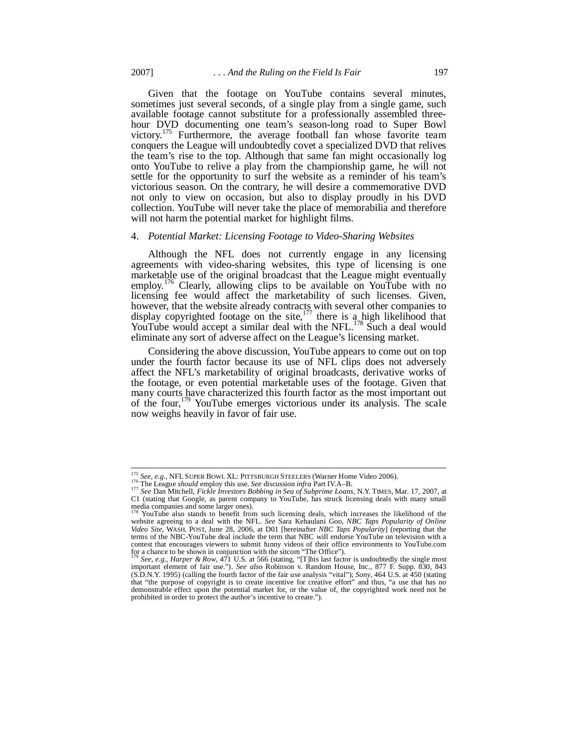Given that the footage on YouTube contains several minutes, sometimes just several seconds, of a single play from a single game, such available footage cannot substitute for a professionally assembled three-hour DVD documenting one team's season-long road to Super Bowl victory.[175] Furthermore, the average football fan whose favorite team conquers the League will undoubtedly covet a specialized DVD that relives the team's rise to the top. Although that same fan might occasionally log onto YouTube to relive a play from the championship game, he will not settle for the opportunity to surf the website as a reminder of his team's victorious season. On the contrary, he will desire a commemorative DVD not only to view on occasion, but also to display proudly in his DVD collection. YouTube will never take the place of memorabilia and therefore will not harm the potential market for highlight films.

4. *Potential Market: Licensing Footage to Video-Sharing Websites*

Although the NFL does not currently engage in any licensing agreements with video-sharing websites, this type of licensing is one marketable use of the original broadcast that the League might eventually employ.[176] Clearly, allowing clips to be available on YouTube with no licensing fee would affect the marketability of such licenses. Given, however, that the website already contracts with several other companies to display copyrighted footage on the site,[177] there is a high likelihood that YouTube would accept a similar deal with the NFL.[178] Such a deal would eliminate any sort of adverse affect on the League's licensing market.

Considering the above discussion, YouTube appears to come out on top under the fourth factor because its use of NFL clips does not adversely affect the NFL's marketability of original broadcasts, derivative works of the footage, or even potential marketable uses of the footage. Given that many courts have characterized this fourth factor as the most important out of the four,[179] YouTube emerges victorious under its analysis. The scale now weighs heavily in favor of fair use.

---

[175] *See, e.g.*, NFL SUPER BOWL XL: PITTSBURGH STEELERS (Warner Home Video 2006).

[176] The League *should* employ this use. *See* discussion *infra* Part IV.A–B.

[177] *See* Dan Mitchell, *Fickle Investors Bobbing in Sea of Subprime Loans*, N.Y. TIMES, Mar. 17, 2007, at C1 (stating that Google, as parent company to YouTube, has struck licensing deals with many small media companies and some larger ones).

[178] YouTube also stands to benefit from such licensing deals, which increases the likelihood of the website agreeing to a deal with the NFL. *See* Sara Kehaulani Goo, *NBC Taps Popularity of Online Video Site*, WASH. POST, June 28, 2006, at D01 [hereinafter *NBC Taps Popularity*] (reporting that the terms of the NBC-YouTube deal include the term that NBC will endorse YouTube on television with a contest that encourages viewers to submit funny videos of their office environments to YouTube.com for a chance to be shown in conjunction with the sitcom "The Office").

[179] *See, e.g.*, *Harper & Row*, 471 U.S. at 566 (stating, "[T]his last factor is undoubtedly the single most important element of fair use."). *See also* Robinson v. Random House, Inc., 877 F. Supp. 830, 843 (S.D.N.Y. 1995) (calling the fourth factor of the fair use analysis "vital"); *Sony*, 464 U.S. at 450 (stating that "the purpose of copyright is to create incentive for creative effort" and thus, "a use that has no demonstrable effect upon the potential market for, or the value of, the copyrighted work need not be prohibited in order to protect the author's incentive to create.").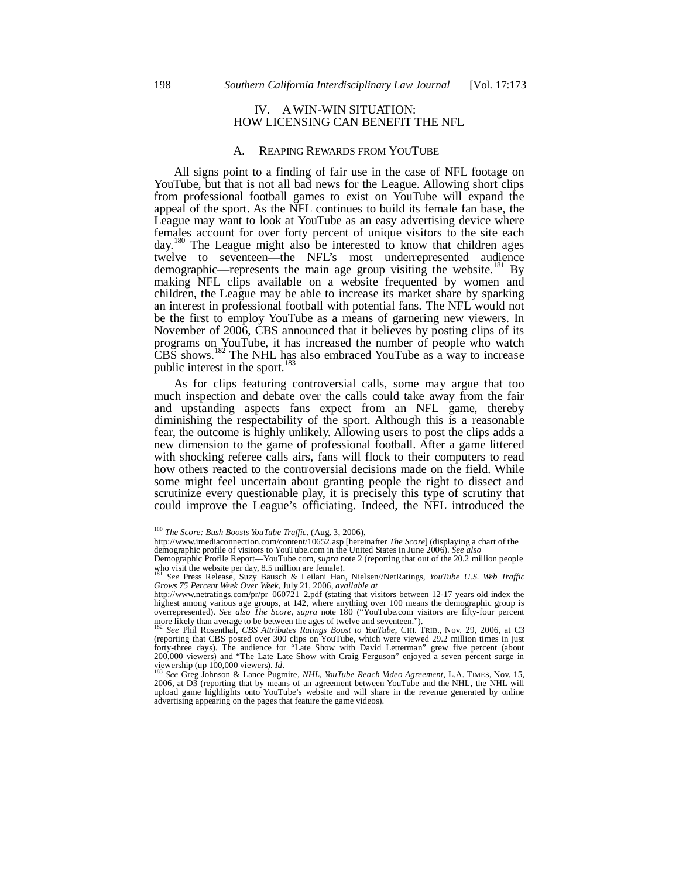## IV. A WIN-WIN SITUATION: HOW LICENSING CAN BENEFIT THE NFL

### A. REAPING REWARDS FROM YOUTUBE

All signs point to a finding of fair use in the case of NFL footage on YouTube, but that is not all bad news for the League. Allowing short clips from professional football games to exist on YouTube will expand the appeal of the sport. As the NFL continues to build its female fan base, the League may want to look at YouTube as an easy advertising device where females account for over forty percent of unique visitors to the site each day.[180] The League might also be interested to know that children ages twelve to seventeen—the NFL's most underrepresented audience demographic—represents the main age group visiting the website.[181] By making NFL clips available on a website frequented by women and children, the League may be able to increase its market share by sparking an interest in professional football with potential fans. The NFL would not be the first to employ YouTube as a means of garnering new viewers. In November of 2006, CBS announced that it believes by posting clips of its programs on YouTube, it has increased the number of people who watch CBS shows.[182] The NHL has also embraced YouTube as a way to increase public interest in the sport.[183]

As for clips featuring controversial calls, some may argue that too much inspection and debate over the calls could take away from the fair and upstanding aspects fans expect from an NFL game, thereby diminishing the respectability of the sport. Although this is a reasonable fear, the outcome is highly unlikely. Allowing users to post the clips adds a new dimension to the game of professional football. After a game littered with shocking referee calls airs, fans will flock to their computers to read how others reacted to the controversial decisions made on the field. While some might feel uncertain about granting people the right to dissect and scrutinize every questionable play, it is precisely this type of scrutiny that could improve the League's officiating. Indeed, the NFL introduced the

---

[180] *The Score: Bush Boosts YouTube Traffic*, (Aug. 3, 2006), http://www.imediaconnection.com/content/10652.asp [hereinafter *The Score*] (displaying a chart of the demographic profile of visitors to YouTube.com in the United States in June 2006). *See also* Demographic Profile Report—YouTube.com, *supra* note 2 (reporting that out of the 20.2 million people who visit the website per day, 8.5 million are female).

[181] *See* Press Release, Suzy Bausch & Leilani Han, Nielsen//NetRatings, *YouTube U.S. Web Traffic Grows 75 Percent Week Over Week*, July 21, 2006, *available at* http://www.netratings.com/pr/pr_060721_2.pdf (stating that visitors between 12-17 years old index the highest among various age groups, at 142, where anything over 100 means the demographic group is overrepresented). *See also The Score*, *supra* note 180 ("YouTube.com visitors are fifty-four percent more likely than average to be between the ages of twelve and seventeen.").

[182] *See* Phil Rosenthal, *CBS Attributes Ratings Boost to YouTube*, CHI. TRIB., Nov. 29, 2006, at C3 (reporting that CBS posted over 300 clips on YouTube, which were viewed 29.2 million times in just forty-three days). The audience for "Late Show with David Letterman" grew five percent (about 200,000 viewers) and "The Late Late Show with Craig Ferguson" enjoyed a seven percent surge in viewership (up 100,000 viewers). *Id*.

[183] *See* Greg Johnson & Lance Pugmire, *NHL, YouTube Reach Video Agreement*, L.A. TIMES, Nov. 15, 2006, at D3 (reporting that by means of an agreement between YouTube and the NHL, the NHL will upload game highlights onto YouTube's website and will share in the revenue generated by online advertising appearing on the pages that feature the game videos).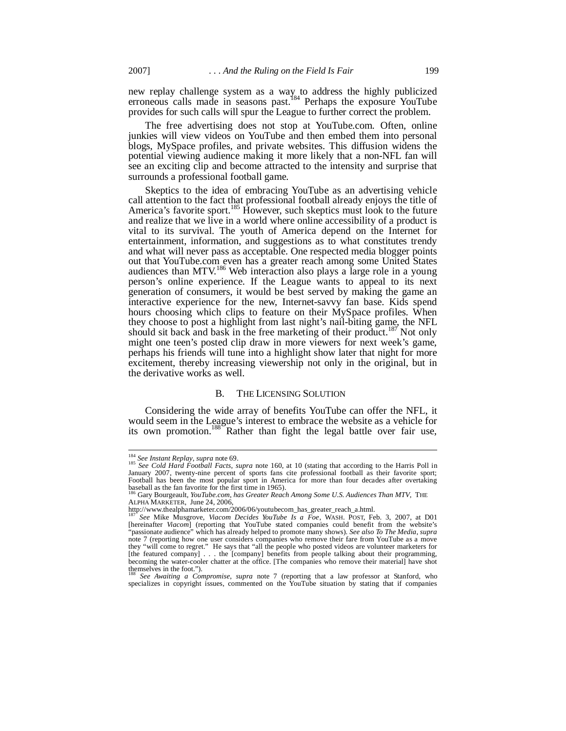new replay challenge system as a way to address the highly publicized erroneous calls made in seasons past.[184] Perhaps the exposure YouTube provides for such calls will spur the League to further correct the problem.

The free advertising does not stop at YouTube.com. Often, online junkies will view videos on YouTube and then embed them into personal blogs, MySpace profiles, and private websites. This diffusion widens the potential viewing audience making it more likely that a non-NFL fan will see an exciting clip and become attracted to the intensity and surprise that surrounds a professional football game.

Skeptics to the idea of embracing YouTube as an advertising vehicle call attention to the fact that professional football already enjoys the title of America's favorite sport.[185] However, such skeptics must look to the future and realize that we live in a world where online accessibility of a product is vital to its survival. The youth of America depend on the Internet for entertainment, information, and suggestions as to what constitutes trendy and what will never pass as acceptable. One respected media blogger points out that YouTube.com even has a greater reach among some United States audiences than MTV.[186] Web interaction also plays a large role in a young person's online experience. If the League wants to appeal to its next generation of consumers, it would be best served by making the game an interactive experience for the new, Internet-savvy fan base. Kids spend hours choosing which clips to feature on their MySpace profiles. When they choose to post a highlight from last night's nail-biting game, the NFL should sit back and bask in the free marketing of their product.[187] Not only might one teen's posted clip draw in more viewers for next week's game, perhaps his friends will tune into a highlight show later that night for more excitement, thereby increasing viewership not only in the original, but in the derivative works as well.

### B. The Licensing Solution

Considering the wide array of benefits YouTube can offer the NFL, it would seem in the League's interest to embrace the website as a vehicle for its own promotion.[188] Rather than fight the legal battle over fair use,

---

[184] *See Instant Replay*, *supra* note 69.

[185] *See Cold Hard Football Facts*, *supra* note 160, at 10 (stating that according to the Harris Poll in January 2007, twenty-nine percent of sports fans cite professional football as their favorite sport; Football has been the most popular sport in America for more than four decades after overtaking baseball as the fan favorite for the first time in 1965).

[186] Gary Bourgeault, *YouTube.com, has Greater Reach Among Some U.S. Audiences Than MTV*, The Alpha Marketer, June 24, 2006, http://www.thealphamarketer.com/2006/06/youtubecom_has_greater_reach_a.html.

[187] *See* Mike Musgrove, *Viacom Decides YouTube Is a Foe*, Wash. Post, Feb. 3, 2007, at D01 [hereinafter *Viacom*] (reporting that YouTube stated companies could benefit from the website's "passionate audience" which has already helped to promote many shows). *See also To The Media*, *supra* note 7 (reporting how one user considers companies who remove their fare from YouTube as a move they "will come to regret." He says that "all the people who posted videos are volunteer marketers for [the featured company] . . . the [company] benefits from people talking about their programming, becoming the water-cooler chatter at the office. [The companies who remove their material] have shot themselves in the foot.").

[188] *See Awaiting a Compromise*, *supra* note 7 (reporting that a law professor at Stanford, who specializes in copyright issues, commented on the YouTube situation by stating that if companies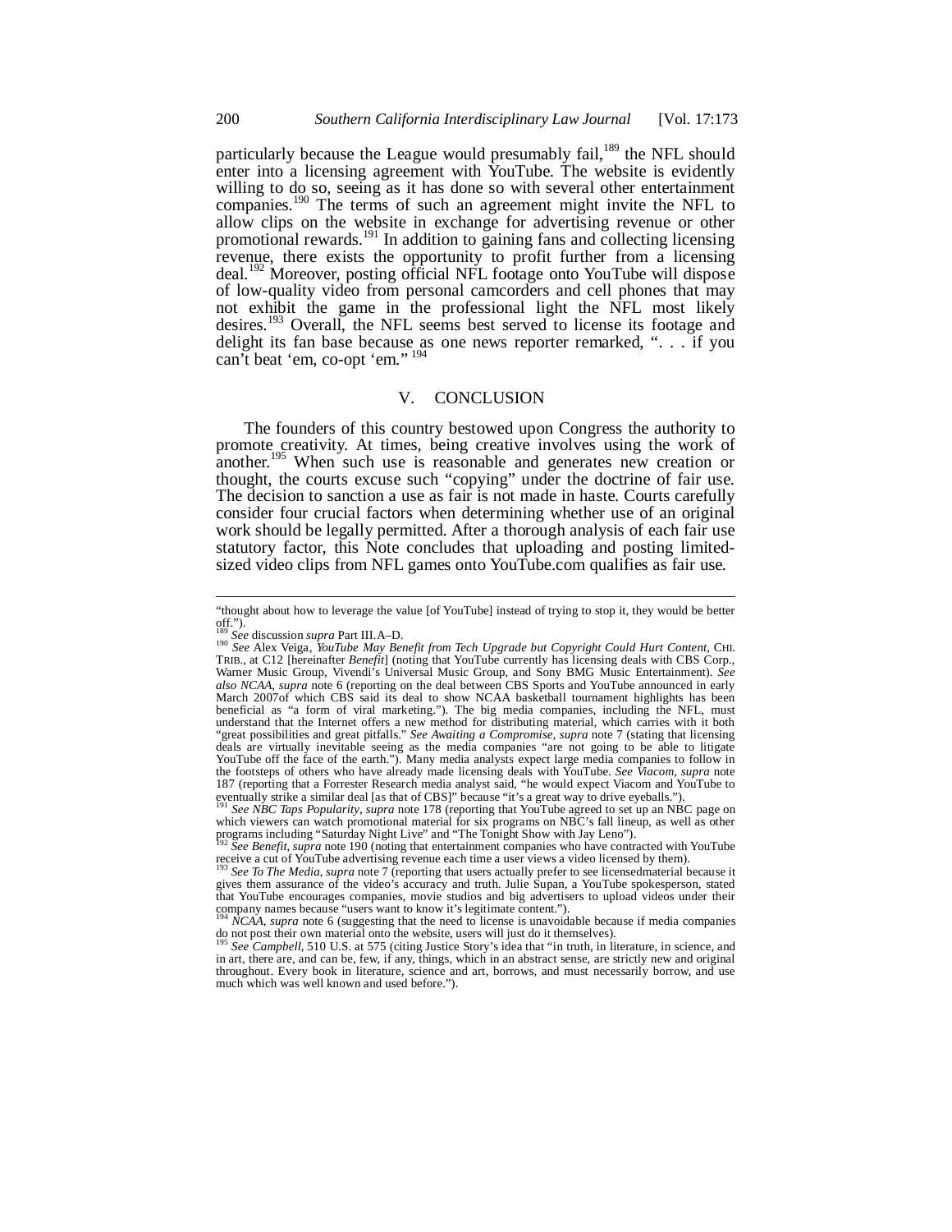particularly because the League would presumably fail,[189] the NFL should enter into a licensing agreement with YouTube. The website is evidently willing to do so, seeing as it has done so with several other entertainment companies.[190] The terms of such an agreement might invite the NFL to allow clips on the website in exchange for advertising revenue or other promotional rewards.[191] In addition to gaining fans and collecting licensing revenue, there exists the opportunity to profit further from a licensing deal.[192] Moreover, posting official NFL footage onto YouTube will dispose of low-quality video from personal camcorders and cell phones that may not exhibit the game in the professional light the NFL most likely desires.[193] Overall, the NFL seems best served to license its footage and delight its fan base because as one news reporter remarked, ". . . if you can't beat 'em, co-opt 'em." [194]

## V. CONCLUSION

The founders of this country bestowed upon Congress the authority to promote creativity. At times, being creative involves using the work of another.[195] When such use is reasonable and generates new creation or thought, the courts excuse such "copying" under the doctrine of fair use. The decision to sanction a use as fair is not made in haste. Courts carefully consider four crucial factors when determining whether use of an original work should be legally permitted. After a thorough analysis of each fair use statutory factor, this Note concludes that uploading and posting limited-sized video clips from NFL games onto YouTube.com qualifies as fair use.

---

"thought about how to leverage the value [of YouTube] instead of trying to stop it, they would be better off.").

[189] *See* discussion *supra* Part III.A–D.

[190] *See* Alex Veiga, *YouTube May Benefit from Tech Upgrade but Copyright Could Hurt Content*, CHI. TRIB., at C12 [hereinafter *Benefit*] (noting that YouTube currently has licensing deals with CBS Corp., Warner Music Group, Vivendi's Universal Music Group, and Sony BMG Music Entertainment). *See also NCAA*, *supra* note 6 (reporting on the deal between CBS Sports and YouTube announced in early March 2007of which CBS said its deal to show NCAA basketball tournament highlights has been beneficial as "a form of viral marketing."). The big media companies, including the NFL, must understand that the Internet offers a new method for distributing material, which carries with it both "great possibilities and great pitfalls." *See Awaiting a Compromise*, *supra* note 7 (stating that licensing deals are virtually inevitable seeing as the media companies "are not going to be able to litigate YouTube off the face of the earth."). Many media analysts expect large media companies to follow in the footsteps of others who have already made licensing deals with YouTube. *See Viacom*, *supra* note 187 (reporting that a Forrester Research media analyst said, "he would expect Viacom and YouTube to eventually strike a similar deal [as that of CBS]" because "it's a great way to drive eyeballs.").

[191] *See NBC Taps Popularity*, *supra* note 178 (reporting that YouTube agreed to set up an NBC page on which viewers can watch promotional material for six programs on NBC's fall lineup, as well as other programs including "Saturday Night Live" and "The Tonight Show with Jay Leno").

[192] *See Benefit*, *supra* note 190 (noting that entertainment companies who have contracted with YouTube receive a cut of YouTube advertising revenue each time a user views a video licensed by them).

[193] *See To The Media*, *supra* note 7 (reporting that users actually prefer to see licensedmaterial because it gives them assurance of the video's accuracy and truth. Julie Supan, a YouTube spokesperson, stated that YouTube encourages companies, movie studios and big advertisers to upload videos under their company names because "users want to know it's legitimate content.").

[194] *NCAA*, *supra* note 6 (suggesting that the need to license is unavoidable because if media companies do not post their own material onto the website, users will just do it themselves).

[195] *See Campbell*, 510 U.S. at 575 (citing Justice Story's idea that "in truth, in literature, in science, and in art, there are, and can be, few, if any, things, which in an abstract sense, are strictly new and original throughout. Every book in literature, science and art, borrows, and must necessarily borrow, and use much which was well known and used before.").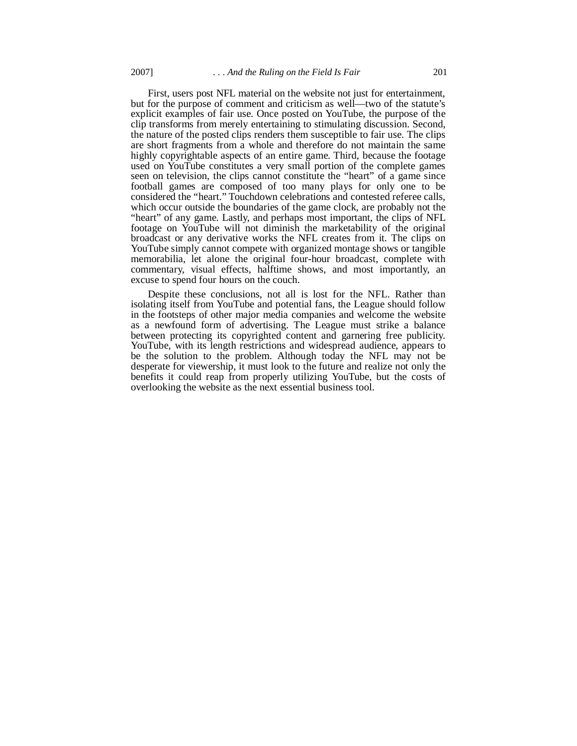First, users post NFL material on the website not just for entertainment, but for the purpose of comment and criticism as well—two of the statute's explicit examples of fair use. Once posted on YouTube, the purpose of the clip transforms from merely entertaining to stimulating discussion. Second, the nature of the posted clips renders them susceptible to fair use. The clips are short fragments from a whole and therefore do not maintain the same highly copyrightable aspects of an entire game. Third, because the footage used on YouTube constitutes a very small portion of the complete games seen on television, the clips cannot constitute the "heart" of a game since football games are composed of too many plays for only one to be considered the "heart." Touchdown celebrations and contested referee calls, which occur outside the boundaries of the game clock, are probably not the "heart" of any game. Lastly, and perhaps most important, the clips of NFL footage on YouTube will not diminish the marketability of the original broadcast or any derivative works the NFL creates from it. The clips on YouTube simply cannot compete with organized montage shows or tangible memorabilia, let alone the original four-hour broadcast, complete with commentary, visual effects, halftime shows, and most importantly, an excuse to spend four hours on the couch.

Despite these conclusions, not all is lost for the NFL. Rather than isolating itself from YouTube and potential fans, the League should follow in the footsteps of other major media companies and welcome the website as a newfound form of advertising. The League must strike a balance between protecting its copyrighted content and garnering free publicity. YouTube, with its length restrictions and widespread audience, appears to be the solution to the problem. Although today the NFL may not be desperate for viewership, it must look to the future and realize not only the benefits it could reap from properly utilizing YouTube, but the costs of overlooking the website as the next essential business tool.